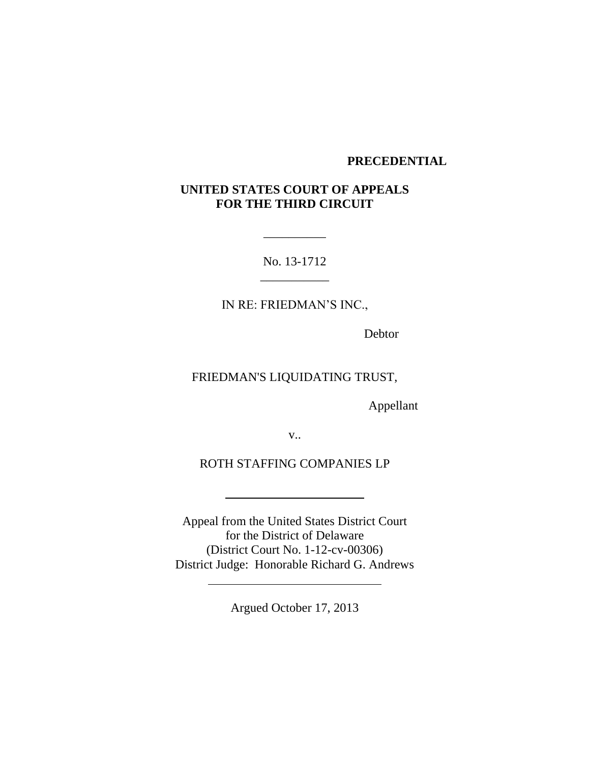**PRECEDENTIAL**

**UNITED STATES COURT OF APPEALS FOR THE THIRD CIRCUIT**

---

No. 13-1712

---

IN RE: FRIEDMAN'S INC.,

Debtor

FRIEDMAN'S LIQUIDATING TRUST,

Appellant

v..

ROTH STAFFING COMPANIES LP

---

Appeal from the United States District Court
for the District of Delaware
(District Court No. 1-12-cv-00306)
District Judge: Honorable Richard G. Andrews

---

Argued October 17, 2013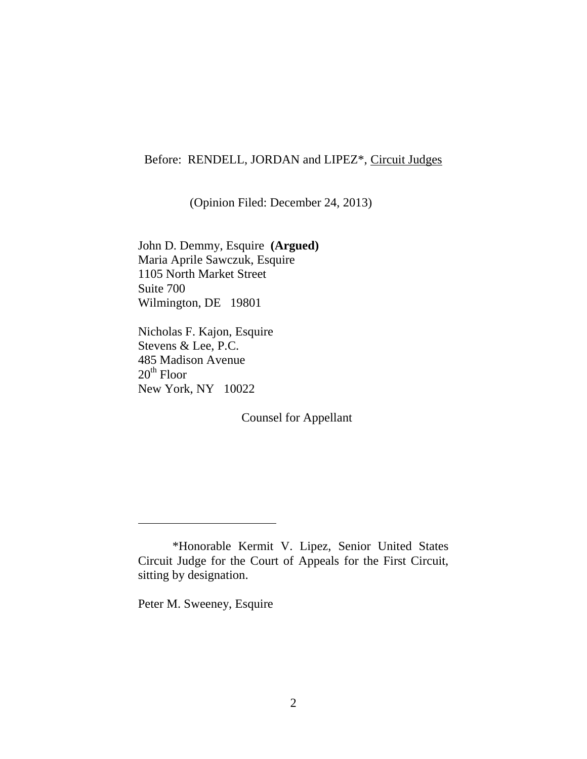Before: RENDELL, JORDAN and LIPEZ*, Circuit Judges

(Opinion Filed: December 24, 2013)

John D. Demmy, Esquire **(Argued)**
Maria Aprile Sawczuk, Esquire
1105 North Market Street
Suite 700
Wilmington, DE 19801

Nicholas F. Kajon, Esquire
Stevens & Lee, P.C.
485 Madison Avenue
20th Floor
New York, NY 10022

Counsel for Appellant

---

*Honorable Kermit V. Lipez, Senior United States Circuit Judge for the Court of Appeals for the First Circuit, sitting by designation.

Peter M. Sweeney, Esquire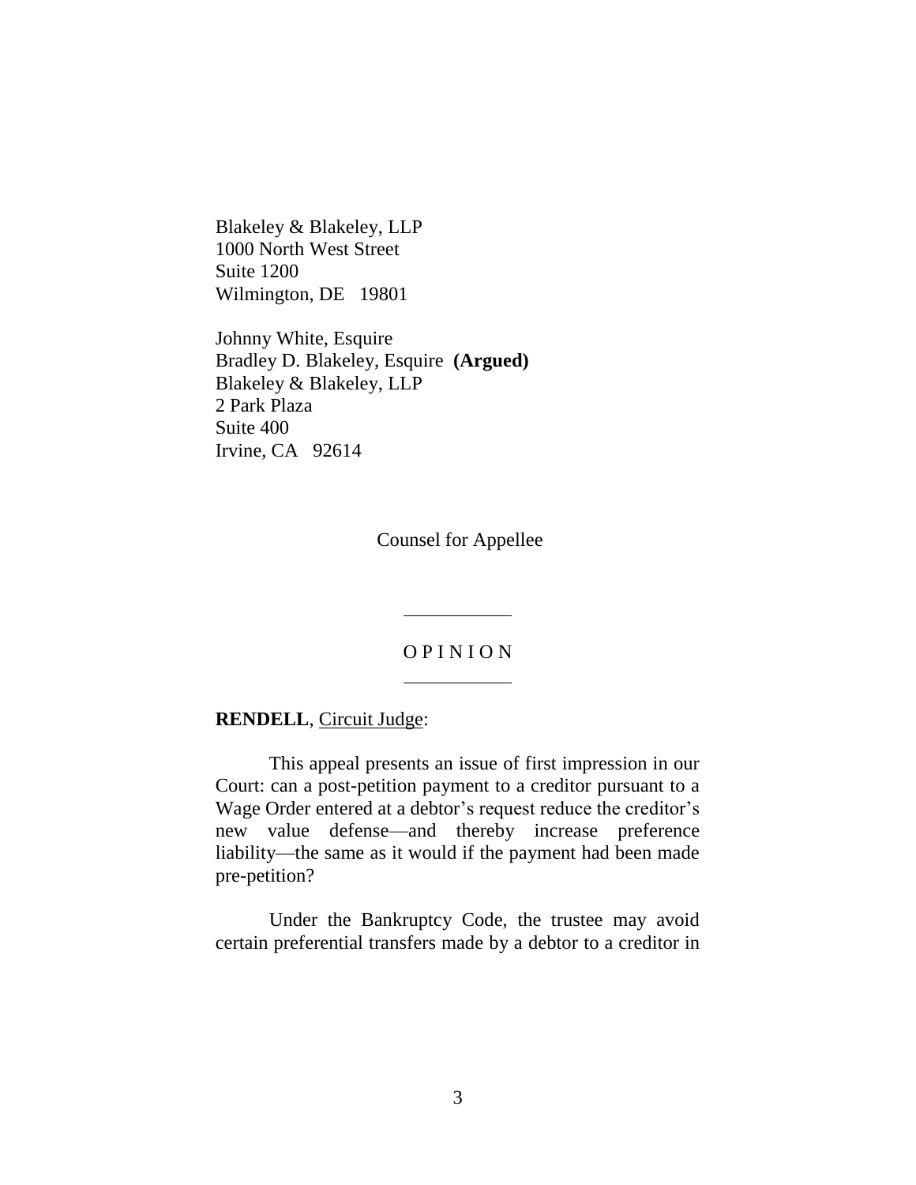Blakeley & Blakeley, LLP
1000 North West Street
Suite 1200
Wilmington, DE 19801

Johnny White, Esquire
Bradley D. Blakeley, Esquire **(Argued)**
Blakeley & Blakeley, LLP
2 Park Plaza
Suite 400
Irvine, CA 92614

Counsel for Appellee

---

O P I N I O N

---

**RENDELL**, Circuit Judge:

This appeal presents an issue of first impression in our Court: can a post-petition payment to a creditor pursuant to a Wage Order entered at a debtor's request reduce the creditor's new value defense—and thereby increase preference liability—the same as it would if the payment had been made pre-petition?

Under the Bankruptcy Code, the trustee may avoid certain preferential transfers made by a debtor to a creditor in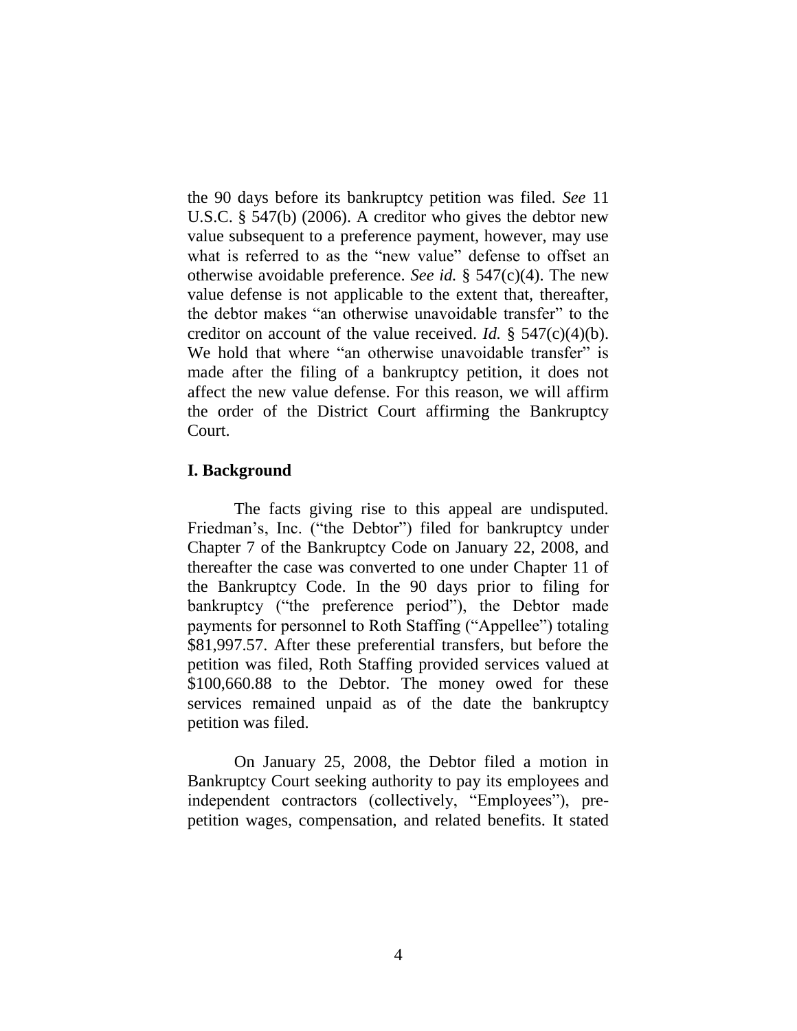the 90 days before its bankruptcy petition was filed. *See* 11 U.S.C. § 547(b) (2006). A creditor who gives the debtor new value subsequent to a preference payment, however, may use what is referred to as the "new value" defense to offset an otherwise avoidable preference. *See id.* § 547(c)(4). The new value defense is not applicable to the extent that, thereafter, the debtor makes "an otherwise unavoidable transfer" to the creditor on account of the value received. *Id.* § 547(c)(4)(b). We hold that where "an otherwise unavoidable transfer" is made after the filing of a bankruptcy petition, it does not affect the new value defense. For this reason, we will affirm the order of the District Court affirming the Bankruptcy Court.

## I. Background

The facts giving rise to this appeal are undisputed. Friedman's, Inc. ("the Debtor") filed for bankruptcy under Chapter 7 of the Bankruptcy Code on January 22, 2008, and thereafter the case was converted to one under Chapter 11 of the Bankruptcy Code. In the 90 days prior to filing for bankruptcy ("the preference period"), the Debtor made payments for personnel to Roth Staffing ("Appellee") totaling $81,997.57. After these preferential transfers, but before the petition was filed, Roth Staffing provided services valued at $100,660.88 to the Debtor. The money owed for these services remained unpaid as of the date the bankruptcy petition was filed.

On January 25, 2008, the Debtor filed a motion in Bankruptcy Court seeking authority to pay its employees and independent contractors (collectively, "Employees"), pre-petition wages, compensation, and related benefits. It stated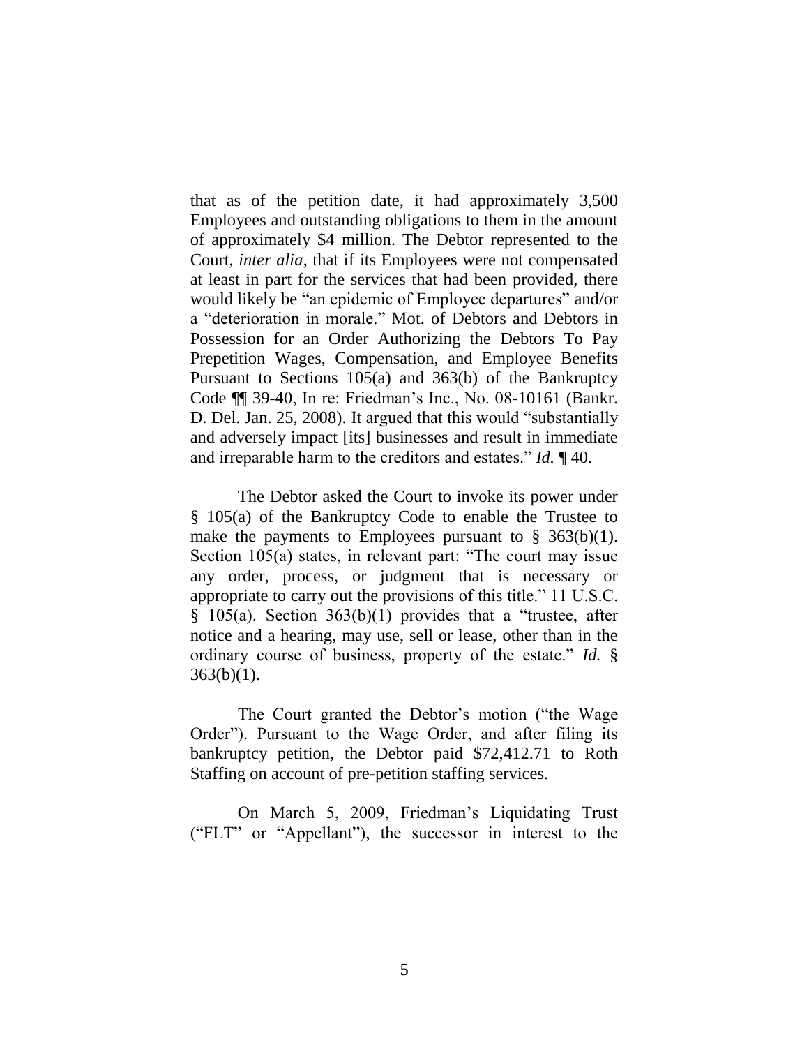that as of the petition date, it had approximately 3,500 Employees and outstanding obligations to them in the amount of approximately $4 million. The Debtor represented to the Court, *inter alia*, that if its Employees were not compensated at least in part for the services that had been provided, there would likely be "an epidemic of Employee departures" and/or a "deterioration in morale." Mot. of Debtors and Debtors in Possession for an Order Authorizing the Debtors To Pay Prepetition Wages, Compensation, and Employee Benefits Pursuant to Sections 105(a) and 363(b) of the Bankruptcy Code ¶¶ 39-40, In re: Friedman's Inc., No. 08-10161 (Bankr. D. Del. Jan. 25, 2008). It argued that this would "substantially and adversely impact [its] businesses and result in immediate and irreparable harm to the creditors and estates." *Id.* ¶ 40.

The Debtor asked the Court to invoke its power under § 105(a) of the Bankruptcy Code to enable the Trustee to make the payments to Employees pursuant to § 363(b)(1). Section 105(a) states, in relevant part: "The court may issue any order, process, or judgment that is necessary or appropriate to carry out the provisions of this title." 11 U.S.C. § 105(a). Section 363(b)(1) provides that a "trustee, after notice and a hearing, may use, sell or lease, other than in the ordinary course of business, property of the estate." *Id.* § 363(b)(1).

The Court granted the Debtor's motion ("the Wage Order"). Pursuant to the Wage Order, and after filing its bankruptcy petition, the Debtor paid $72,412.71 to Roth Staffing on account of pre-petition staffing services.

On March 5, 2009, Friedman's Liquidating Trust ("FLT" or "Appellant"), the successor in interest to the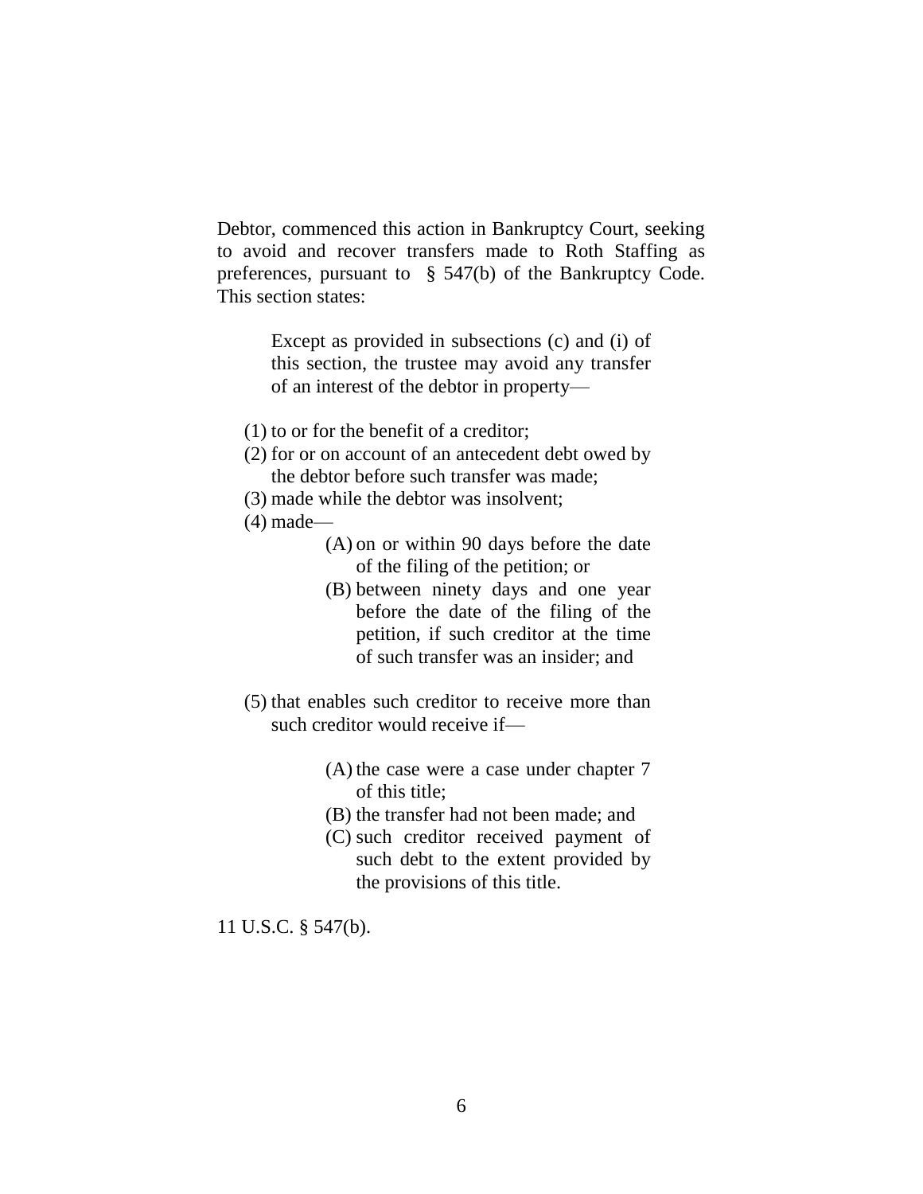Debtor, commenced this action in Bankruptcy Court, seeking to avoid and recover transfers made to Roth Staffing as preferences, pursuant to § 547(b) of the Bankruptcy Code. This section states:

> Except as provided in subsections (c) and (i) of this section, the trustee may avoid any transfer of an interest of the debtor in property—
>
> (1) to or for the benefit of a creditor;
>
> (2) for or on account of an antecedent debt owed by the debtor before such transfer was made;
>
> (3) made while the debtor was insolvent;
>
> (4) made—
>
> > (A) on or within 90 days before the date of the filing of the petition; or
> >
> > (B) between ninety days and one year before the date of the filing of the petition, if such creditor at the time of such transfer was an insider; and
>
> (5) that enables such creditor to receive more than such creditor would receive if—
>
> > (A) the case were a case under chapter 7 of this title;
> >
> > (B) the transfer had not been made; and
> >
> > (C) such creditor received payment of such debt to the extent provided by the provisions of this title.

11 U.S.C. § 547(b).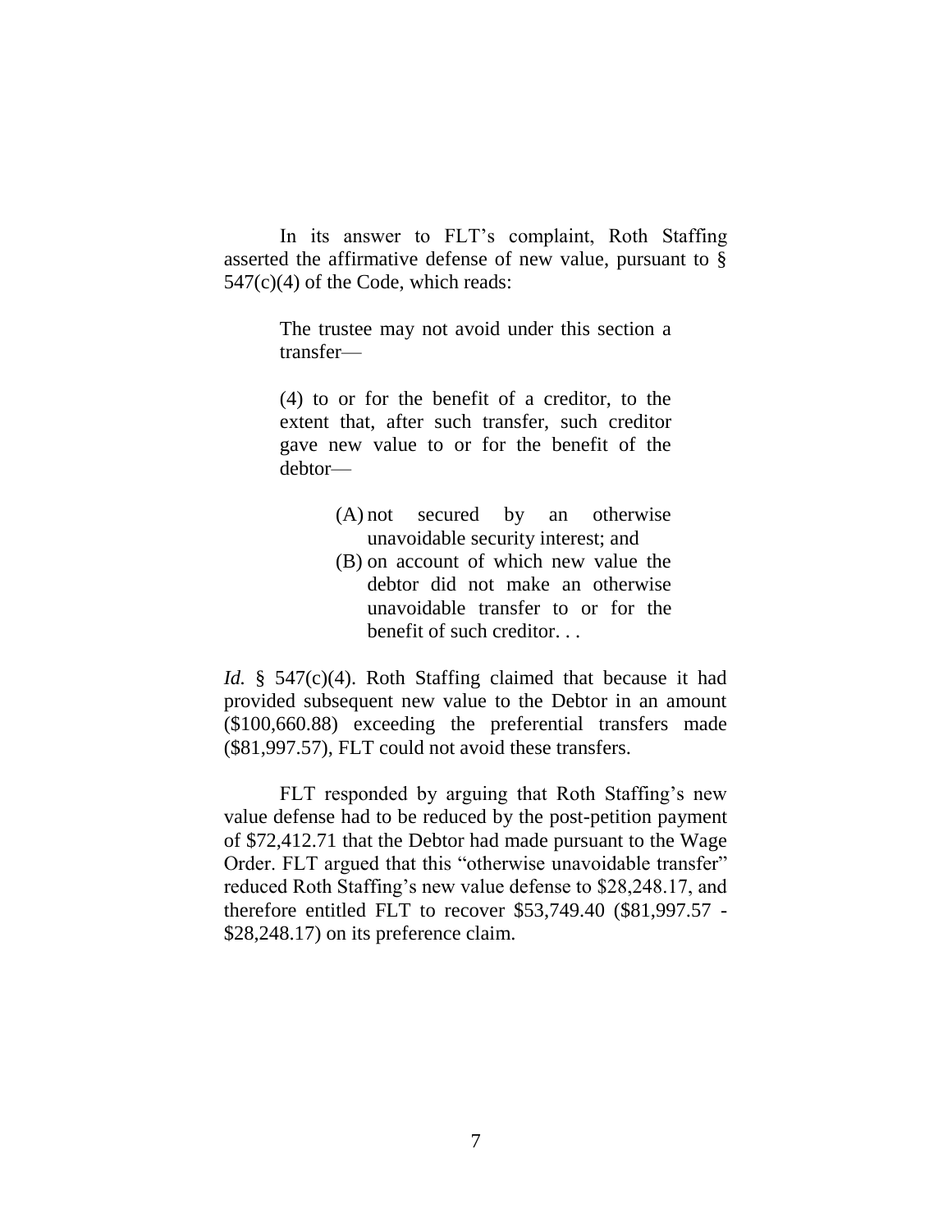In its answer to FLT's complaint, Roth Staffing asserted the affirmative defense of new value, pursuant to § 547(c)(4) of the Code, which reads:

> The trustee may not avoid under this section a transfer—
>
> (4) to or for the benefit of a creditor, to the extent that, after such transfer, such creditor gave new value to or for the benefit of the debtor—
>
> > (A) not secured by an otherwise unavoidable security interest; and
> > (B) on account of which new value the debtor did not make an otherwise unavoidable transfer to or for the benefit of such creditor. . .

*Id.* § 547(c)(4). Roth Staffing claimed that because it had provided subsequent new value to the Debtor in an amount ($100,660.88) exceeding the preferential transfers made ($81,997.57), FLT could not avoid these transfers.

FLT responded by arguing that Roth Staffing's new value defense had to be reduced by the post-petition payment of $72,412.71 that the Debtor had made pursuant to the Wage Order. FLT argued that this "otherwise unavoidable transfer" reduced Roth Staffing's new value defense to $28,248.17, and therefore entitled FLT to recover $53,749.40 ($81,997.57 - $28,248.17) on its preference claim.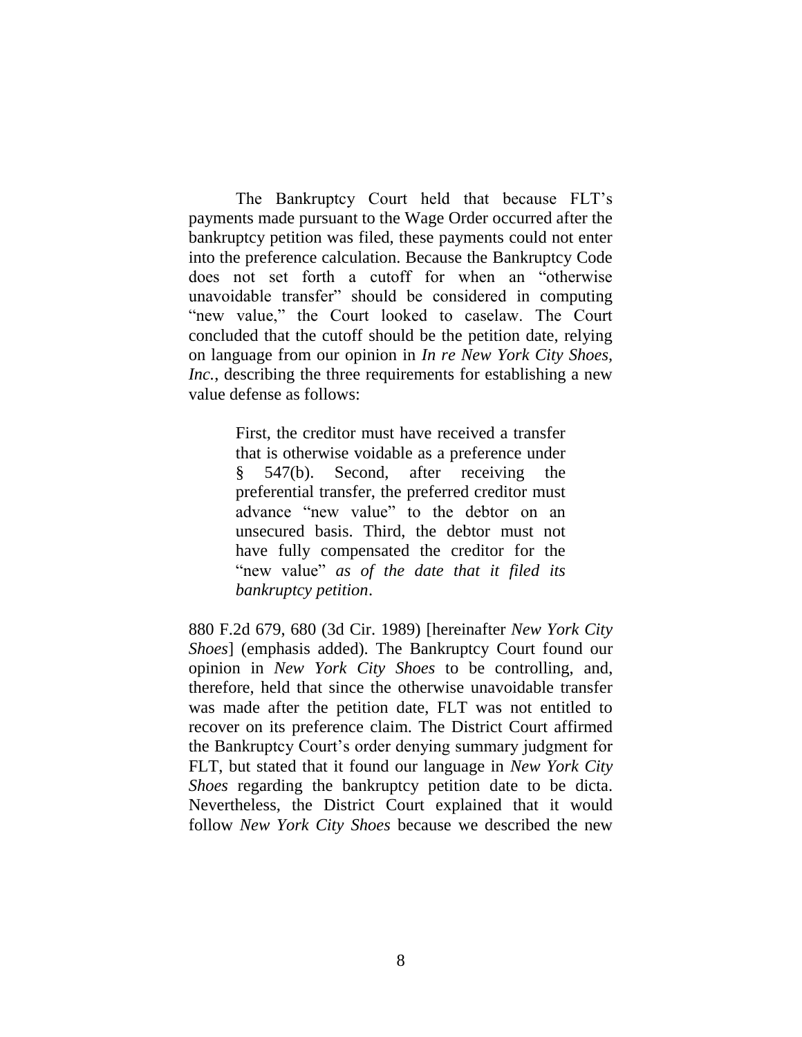The Bankruptcy Court held that because FLT's payments made pursuant to the Wage Order occurred after the bankruptcy petition was filed, these payments could not enter into the preference calculation. Because the Bankruptcy Code does not set forth a cutoff for when an "otherwise unavoidable transfer" should be considered in computing "new value," the Court looked to caselaw. The Court concluded that the cutoff should be the petition date, relying on language from our opinion in *In re New York City Shoes, Inc.*, describing the three requirements for establishing a new value defense as follows:

> First, the creditor must have received a transfer that is otherwise voidable as a preference under § 547(b). Second, after receiving the preferential transfer, the preferred creditor must advance "new value" to the debtor on an unsecured basis. Third, the debtor must not have fully compensated the creditor for the "new value" *as of the date that it filed its bankruptcy petition*.

880 F.2d 679, 680 (3d Cir. 1989) [hereinafter *New York City Shoes*] (emphasis added). The Bankruptcy Court found our opinion in *New York City Shoes* to be controlling, and, therefore, held that since the otherwise unavoidable transfer was made after the petition date, FLT was not entitled to recover on its preference claim. The District Court affirmed the Bankruptcy Court's order denying summary judgment for FLT, but stated that it found our language in *New York City Shoes* regarding the bankruptcy petition date to be dicta. Nevertheless, the District Court explained that it would follow *New York City Shoes* because we described the new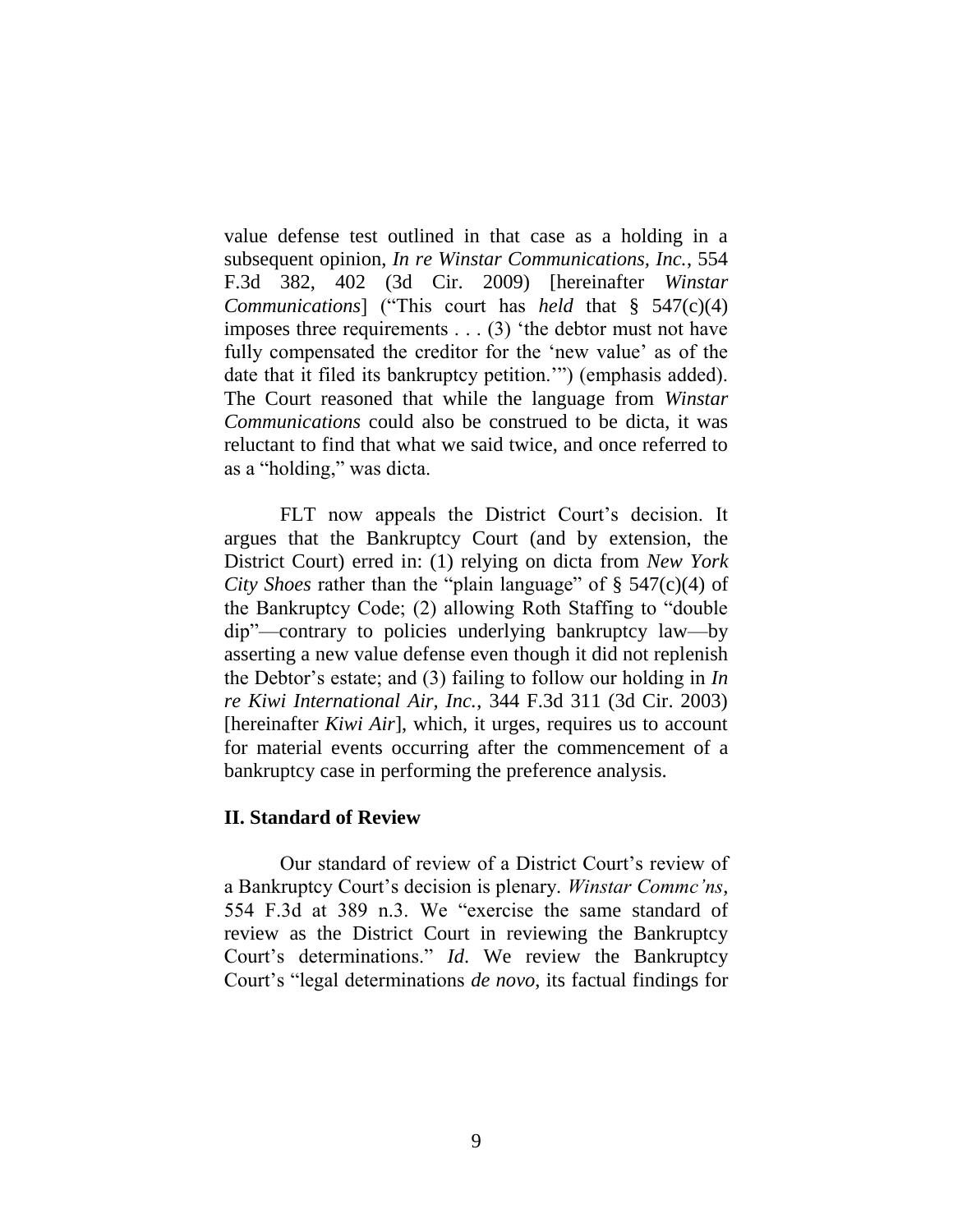value defense test outlined in that case as a holding in a subsequent opinion, *In re Winstar Communications, Inc.*, 554 F.3d 382, 402 (3d Cir. 2009) [hereinafter *Winstar Communications*] ("This court has *held* that § 547(c)(4) imposes three requirements . . . (3) 'the debtor must not have fully compensated the creditor for the 'new value' as of the date that it filed its bankruptcy petition.'") (emphasis added). The Court reasoned that while the language from *Winstar Communications* could also be construed to be dicta, it was reluctant to find that what we said twice, and once referred to as a "holding," was dicta.

FLT now appeals the District Court's decision. It argues that the Bankruptcy Court (and by extension, the District Court) erred in: (1) relying on dicta from *New York City Shoes* rather than the "plain language" of § 547(c)(4) of the Bankruptcy Code; (2) allowing Roth Staffing to "double dip"—contrary to policies underlying bankruptcy law—by asserting a new value defense even though it did not replenish the Debtor's estate; and (3) failing to follow our holding in *In re Kiwi International Air, Inc.*, 344 F.3d 311 (3d Cir. 2003) [hereinafter *Kiwi Air*], which, it urges, requires us to account for material events occurring after the commencement of a bankruptcy case in performing the preference analysis.

## II. Standard of Review

Our standard of review of a District Court's review of a Bankruptcy Court's decision is plenary. *Winstar Commc'ns*, 554 F.3d at 389 n.3. We "exercise the same standard of review as the District Court in reviewing the Bankruptcy Court's determinations." *Id*. We review the Bankruptcy Court's "legal determinations *de novo*, its factual findings for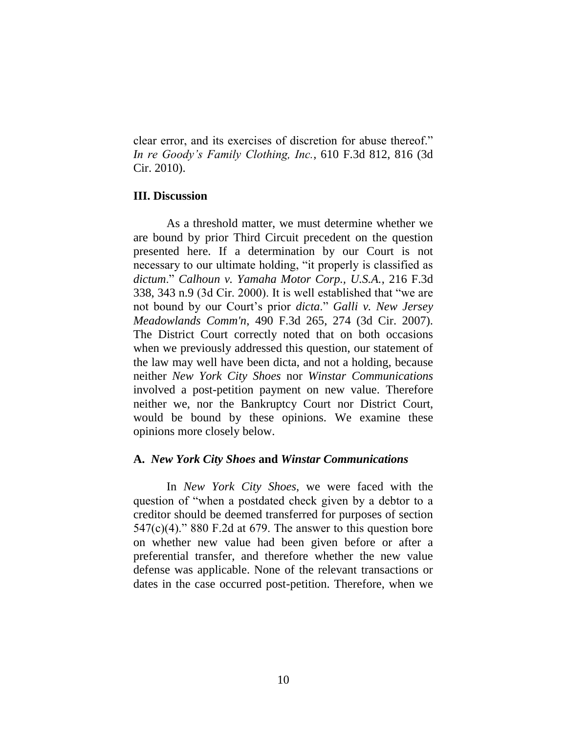clear error, and its exercises of discretion for abuse thereof." *In re Goody's Family Clothing, Inc.*, 610 F.3d 812, 816 (3d Cir. 2010).

### III. Discussion

As a threshold matter, we must determine whether we are bound by prior Third Circuit precedent on the question presented here. If a determination by our Court is not necessary to our ultimate holding, "it properly is classified as *dictum*." *Calhoun v. Yamaha Motor Corp., U.S.A.*, 216 F.3d 338, 343 n.9 (3d Cir. 2000). It is well established that "we are not bound by our Court's prior *dicta*." *Galli v. New Jersey Meadowlands Comm'n*, 490 F.3d 265, 274 (3d Cir. 2007). The District Court correctly noted that on both occasions when we previously addressed this question, our statement of the law may well have been dicta, and not a holding, because neither *New York City Shoes* nor *Winstar Communications* involved a post-petition payment on new value. Therefore neither we, nor the Bankruptcy Court nor District Court, would be bound by these opinions. We examine these opinions more closely below.

#### A. *New York City Shoes* and *Winstar Communications*

In *New York City Shoes*, we were faced with the question of "when a postdated check given by a debtor to a creditor should be deemed transferred for purposes of section 547(c)(4)." 880 F.2d at 679. The answer to this question bore on whether new value had been given before or after a preferential transfer, and therefore whether the new value defense was applicable. None of the relevant transactions or dates in the case occurred post-petition. Therefore, when we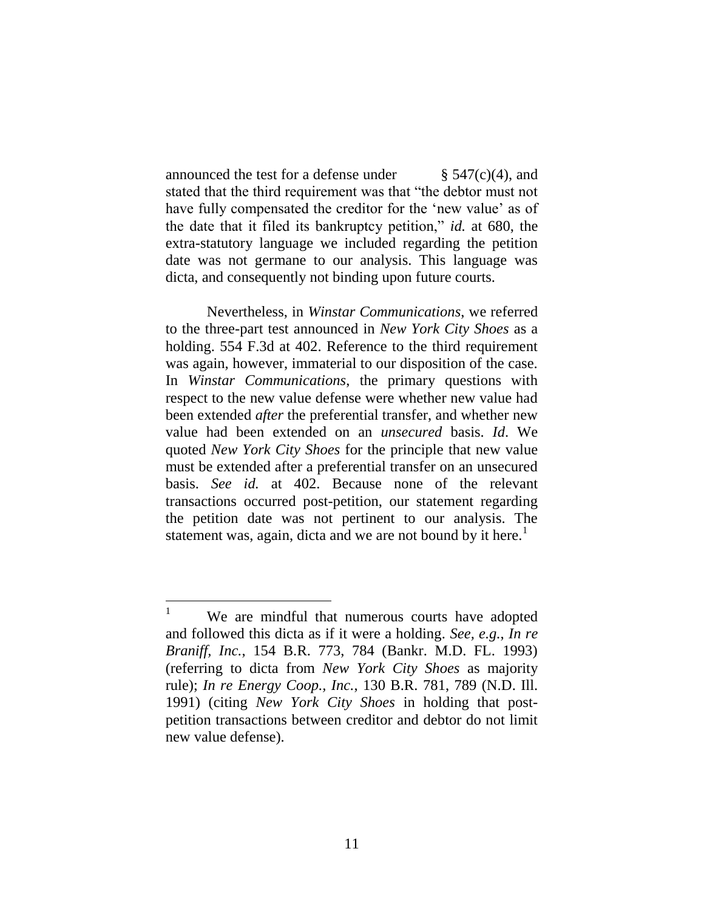announced the test for a defense under § 547(c)(4), and stated that the third requirement was that "the debtor must not have fully compensated the creditor for the 'new value' as of the date that it filed its bankruptcy petition," *id.* at 680, the extra-statutory language we included regarding the petition date was not germane to our analysis. This language was dicta, and consequently not binding upon future courts.

Nevertheless, in *Winstar Communications*, we referred to the three-part test announced in *New York City Shoes* as a holding. 554 F.3d at 402. Reference to the third requirement was again, however, immaterial to our disposition of the case. In *Winstar Communications*, the primary questions with respect to the new value defense were whether new value had been extended *after* the preferential transfer, and whether new value had been extended on an *unsecured* basis. *Id*. We quoted *New York City Shoes* for the principle that new value must be extended after a preferential transfer on an unsecured basis. *See id.* at 402. Because none of the relevant transactions occurred post-petition, our statement regarding the petition date was not pertinent to our analysis. The statement was, again, dicta and we are not bound by it here.[1]

---

[1] We are mindful that numerous courts have adopted and followed this dicta as if it were a holding. *See, e.g.*, *In re Braniff, Inc.*, 154 B.R. 773, 784 (Bankr. M.D. FL. 1993) (referring to dicta from *New York City Shoes* as majority rule); *In re Energy Coop., Inc.*, 130 B.R. 781, 789 (N.D. Ill. 1991) (citing *New York City Shoes* in holding that post-petition transactions between creditor and debtor do not limit new value defense).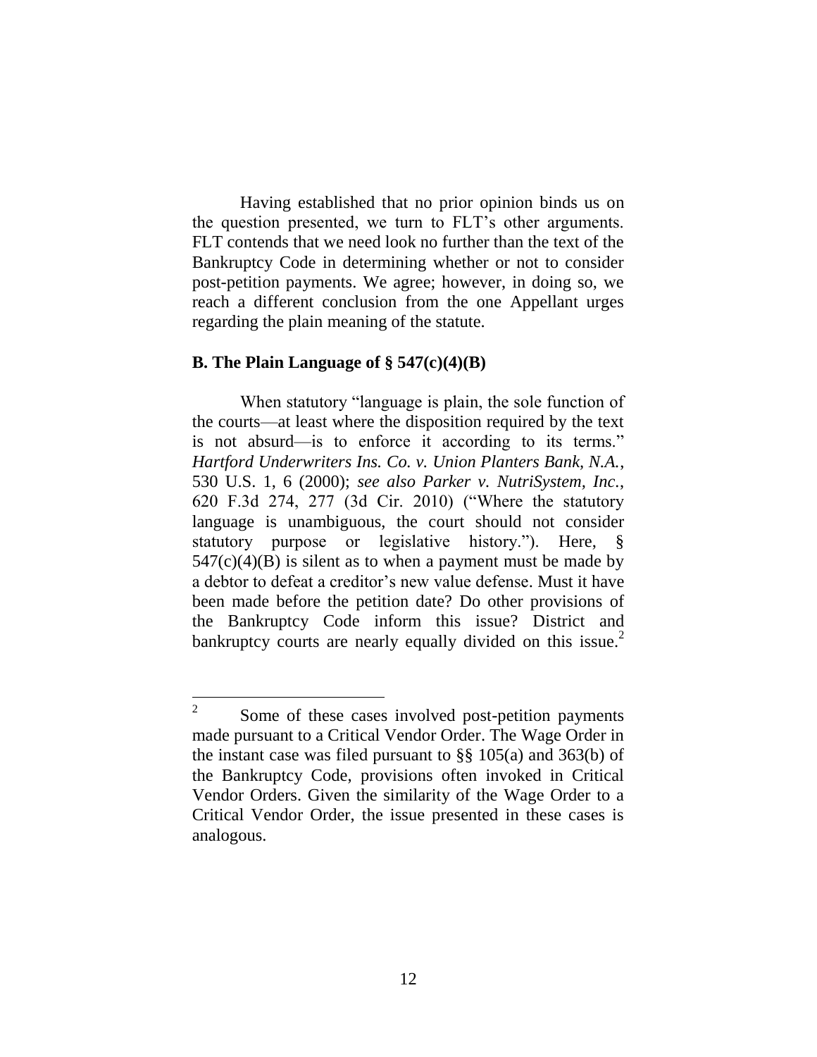Having established that no prior opinion binds us on the question presented, we turn to FLT's other arguments. FLT contends that we need look no further than the text of the Bankruptcy Code in determining whether or not to consider post-petition payments. We agree; however, in doing so, we reach a different conclusion from the one Appellant urges regarding the plain meaning of the statute.

**B. The Plain Language of § 547(c)(4)(B)**

When statutory "language is plain, the sole function of the courts—at least where the disposition required by the text is not absurd—is to enforce it according to its terms." *Hartford Underwriters Ins. Co. v. Union Planters Bank, N.A.*, 530 U.S. 1, 6 (2000); *see also Parker v. NutriSystem, Inc.*, 620 F.3d 274, 277 (3d Cir. 2010) ("Where the statutory language is unambiguous, the court should not consider statutory purpose or legislative history."). Here, § 547(c)(4)(B) is silent as to when a payment must be made by a debtor to defeat a creditor's new value defense. Must it have been made before the petition date? Do other provisions of the Bankruptcy Code inform this issue? District and bankruptcy courts are nearly equally divided on this issue.[2]

[2] Some of these cases involved post-petition payments made pursuant to a Critical Vendor Order. The Wage Order in the instant case was filed pursuant to §§ 105(a) and 363(b) of the Bankruptcy Code, provisions often invoked in Critical Vendor Orders. Given the similarity of the Wage Order to a Critical Vendor Order, the issue presented in these cases is analogous.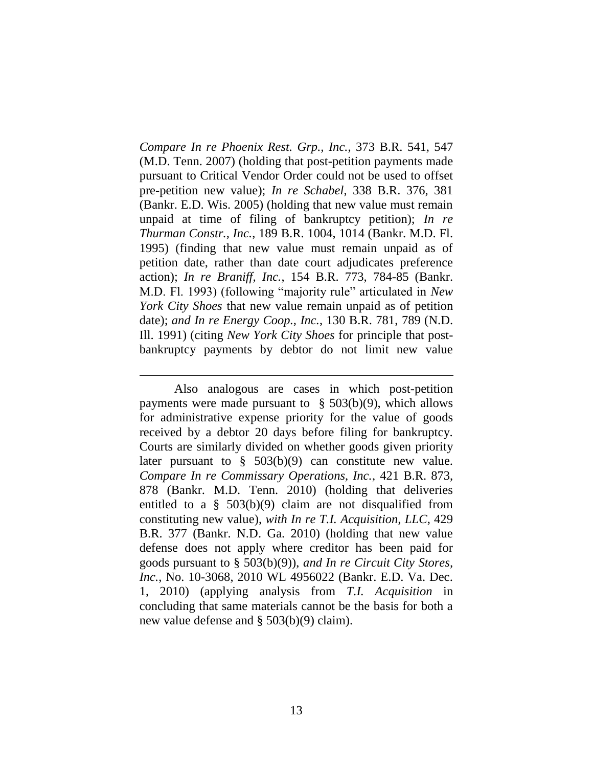*Compare In re Phoenix Rest. Grp., Inc.*, 373 B.R. 541, 547 (M.D. Tenn. 2007) (holding that post-petition payments made pursuant to Critical Vendor Order could not be used to offset pre-petition new value); *In re Schabel*, 338 B.R. 376, 381 (Bankr. E.D. Wis. 2005) (holding that new value must remain unpaid at time of filing of bankruptcy petition); *In re Thurman Constr., Inc.*, 189 B.R. 1004, 1014 (Bankr. M.D. Fl. 1995) (finding that new value must remain unpaid as of petition date, rather than date court adjudicates preference action); *In re Braniff, Inc.*, 154 B.R. 773, 784-85 (Bankr. M.D. Fl. 1993) (following "majority rule" articulated in *New York City Shoes* that new value remain unpaid as of petition date); *and In re Energy Coop., Inc.*, 130 B.R. 781, 789 (N.D. Ill. 1991) (citing *New York City Shoes* for principle that post-bankruptcy payments by debtor do not limit new value

---

Also analogous are cases in which post-petition payments were made pursuant to § 503(b)(9), which allows for administrative expense priority for the value of goods received by a debtor 20 days before filing for bankruptcy. Courts are similarly divided on whether goods given priority later pursuant to § 503(b)(9) can constitute new value. *Compare In re Commissary Operations, Inc.*, 421 B.R. 873, 878 (Bankr. M.D. Tenn. 2010) (holding that deliveries entitled to a § 503(b)(9) claim are not disqualified from constituting new value), *with In re T.I. Acquisition, LLC*, 429 B.R. 377 (Bankr. N.D. Ga. 2010) (holding that new value defense does not apply where creditor has been paid for goods pursuant to § 503(b)(9)), *and In re Circuit City Stores, Inc.*, No. 10-3068, 2010 WL 4956022 (Bankr. E.D. Va. Dec. 1, 2010) (applying analysis from *T.I. Acquisition* in concluding that same materials cannot be the basis for both a new value defense and § 503(b)(9) claim).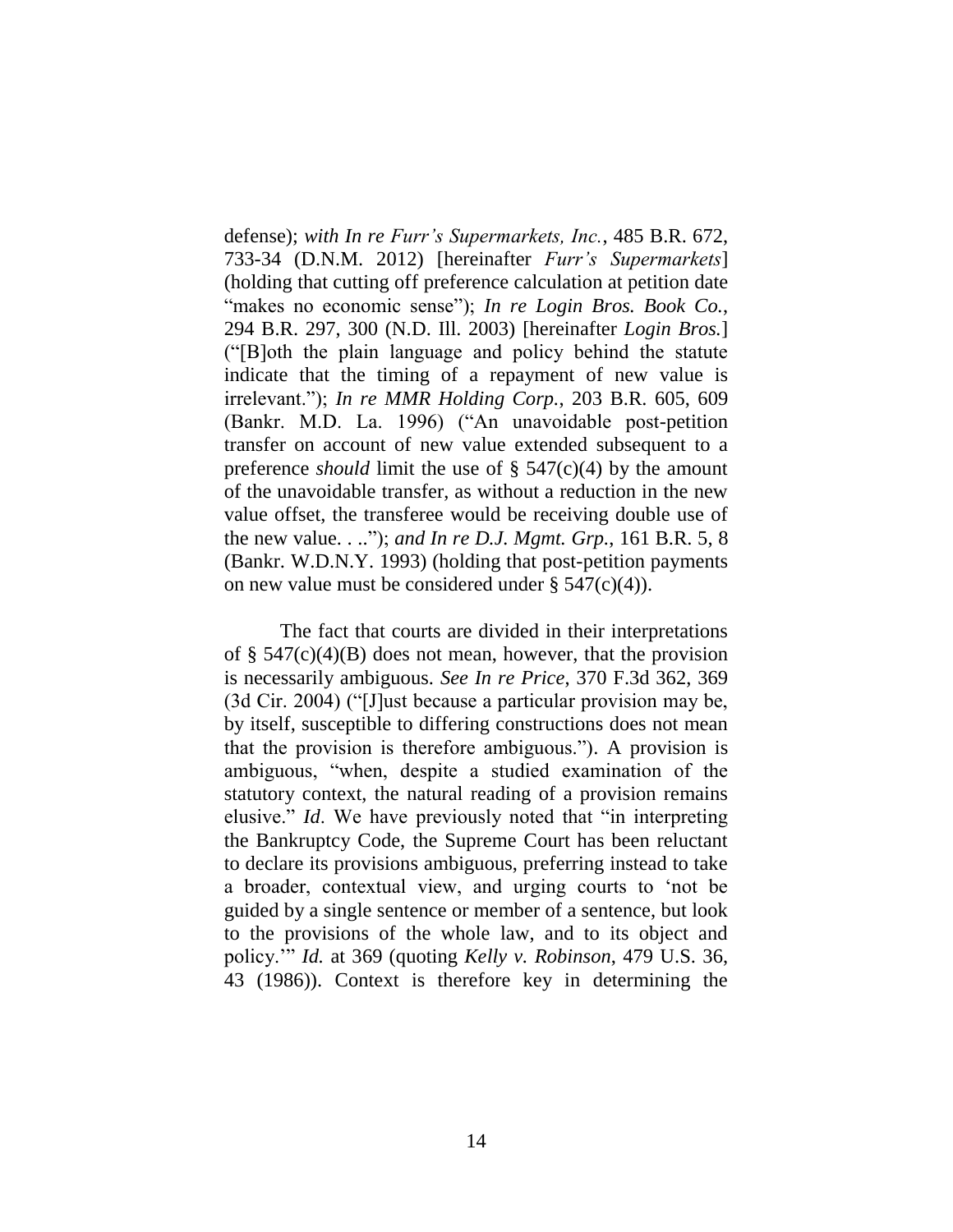defense); *with In re Furr's Supermarkets, Inc.*, 485 B.R. 672, 733-34 (D.N.M. 2012) [hereinafter *Furr's Supermarkets*] (holding that cutting off preference calculation at petition date "makes no economic sense"); *In re Login Bros. Book Co.*, 294 B.R. 297, 300 (N.D. Ill. 2003) [hereinafter *Login Bros.*] ("[B]oth the plain language and policy behind the statute indicate that the timing of a repayment of new value is irrelevant."); *In re MMR Holding Corp.*, 203 B.R. 605, 609 (Bankr. M.D. La. 1996) ("An unavoidable post-petition transfer on account of new value extended subsequent to a preference *should* limit the use of § 547(c)(4) by the amount of the unavoidable transfer, as without a reduction in the new value offset, the transferee would be receiving double use of the new value. . .."); *and In re D.J. Mgmt. Grp.*, 161 B.R. 5, 8 (Bankr. W.D.N.Y. 1993) (holding that post-petition payments on new value must be considered under § 547(c)(4)).

The fact that courts are divided in their interpretations of § 547(c)(4)(B) does not mean, however, that the provision is necessarily ambiguous. *See In re Price*, 370 F.3d 362, 369 (3d Cir. 2004) ("[J]ust because a particular provision may be, by itself, susceptible to differing constructions does not mean that the provision is therefore ambiguous."). A provision is ambiguous, "when, despite a studied examination of the statutory context, the natural reading of a provision remains elusive." *Id*. We have previously noted that "in interpreting the Bankruptcy Code, the Supreme Court has been reluctant to declare its provisions ambiguous, preferring instead to take a broader, contextual view, and urging courts to 'not be guided by a single sentence or member of a sentence, but look to the provisions of the whole law, and to its object and policy.'" *Id.* at 369 (quoting *Kelly v. Robinson*, 479 U.S. 36, 43 (1986)). Context is therefore key in determining the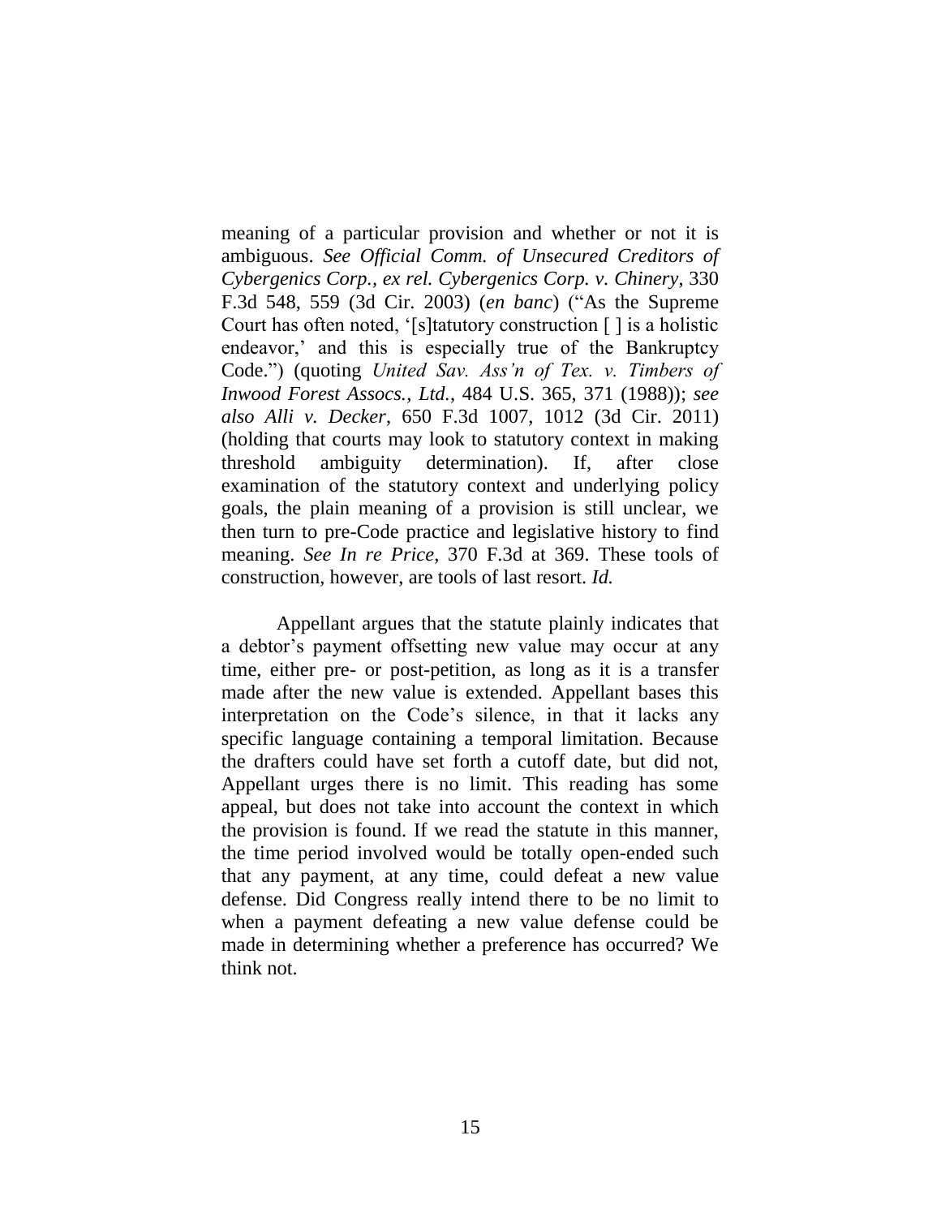meaning of a particular provision and whether or not it is ambiguous. *See Official Comm. of Unsecured Creditors of Cybergenics Corp., ex rel. Cybergenics Corp. v. Chinery*, 330 F.3d 548, 559 (3d Cir. 2003) (*en banc*) ("As the Supreme Court has often noted, '[s]tatutory construction [ ] is a holistic endeavor,' and this is especially true of the Bankruptcy Code.") (quoting *United Sav. Ass'n of Tex. v. Timbers of Inwood Forest Assocs., Ltd.*, 484 U.S. 365, 371 (1988)); *see also Alli v. Decker*, 650 F.3d 1007, 1012 (3d Cir. 2011) (holding that courts may look to statutory context in making threshold ambiguity determination). If, after close examination of the statutory context and underlying policy goals, the plain meaning of a provision is still unclear, we then turn to pre-Code practice and legislative history to find meaning. *See In re Price*, 370 F.3d at 369. These tools of construction, however, are tools of last resort. *Id.*

Appellant argues that the statute plainly indicates that a debtor's payment offsetting new value may occur at any time, either pre- or post-petition, as long as it is a transfer made after the new value is extended. Appellant bases this interpretation on the Code's silence, in that it lacks any specific language containing a temporal limitation. Because the drafters could have set forth a cutoff date, but did not, Appellant urges there is no limit. This reading has some appeal, but does not take into account the context in which the provision is found. If we read the statute in this manner, the time period involved would be totally open-ended such that any payment, at any time, could defeat a new value defense. Did Congress really intend there to be no limit to when a payment defeating a new value defense could be made in determining whether a preference has occurred? We think not.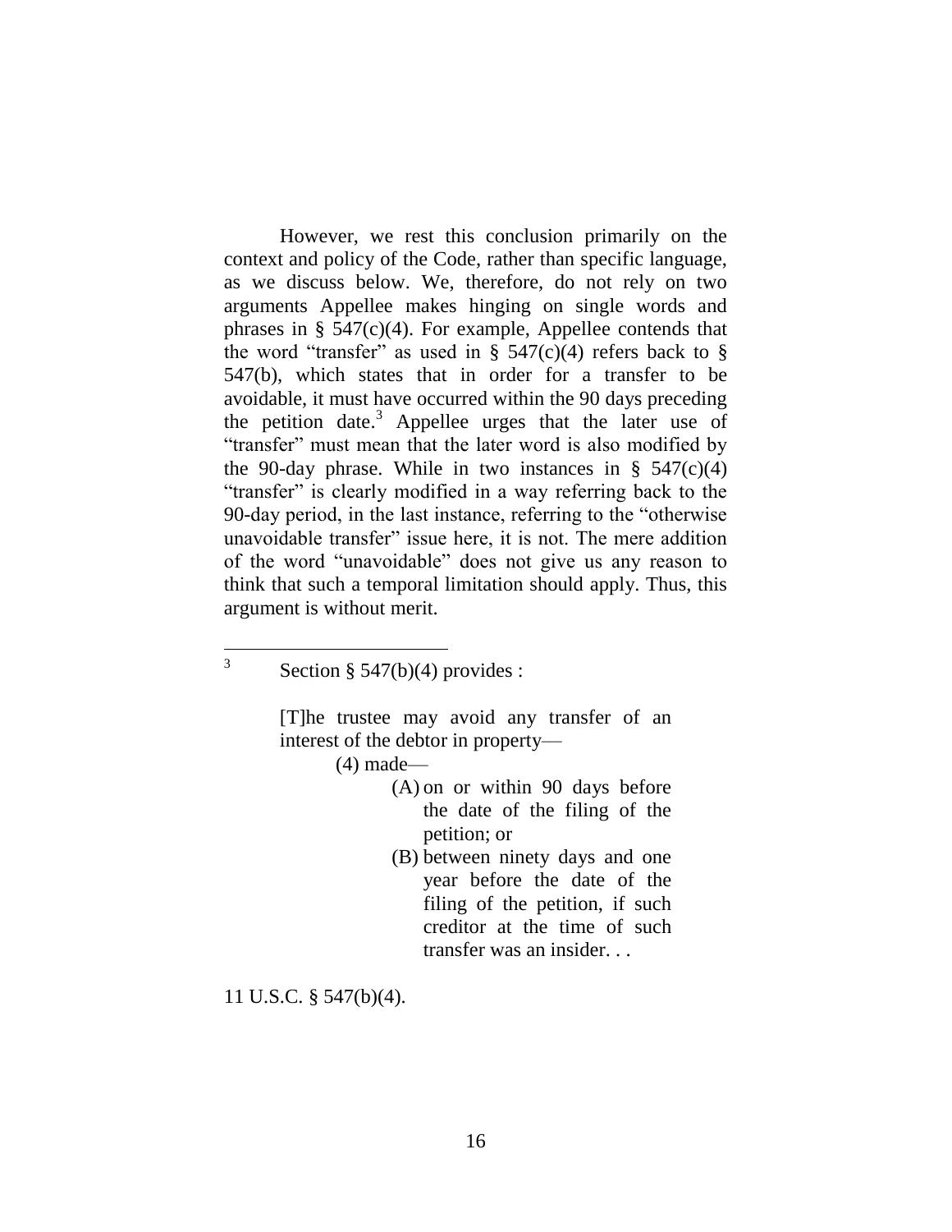However, we rest this conclusion primarily on the context and policy of the Code, rather than specific language, as we discuss below. We, therefore, do not rely on two arguments Appellee makes hinging on single words and phrases in § 547(c)(4). For example, Appellee contends that the word "transfer" as used in § 547(c)(4) refers back to § 547(b), which states that in order for a transfer to be avoidable, it must have occurred within the 90 days preceding the petition date.[3] Appellee urges that the later use of "transfer" must mean that the later word is also modified by the 90-day phrase. While in two instances in § 547(c)(4) "transfer" is clearly modified in a way referring back to the 90-day period, in the last instance, referring to the "otherwise unavoidable transfer" issue here, it is not. The mere addition of the word "unavoidable" does not give us any reason to think that such a temporal limitation should apply. Thus, this argument is without merit.

---

[3] Section § 547(b)(4) provides :

> [T]he trustee may avoid any transfer of an interest of the debtor in property—
>
> (4) made—
>
> (A) on or within 90 days before the date of the filing of the petition; or
>
> (B) between ninety days and one year before the date of the filing of the petition, if such creditor at the time of such transfer was an insider. . .

11 U.S.C. § 547(b)(4).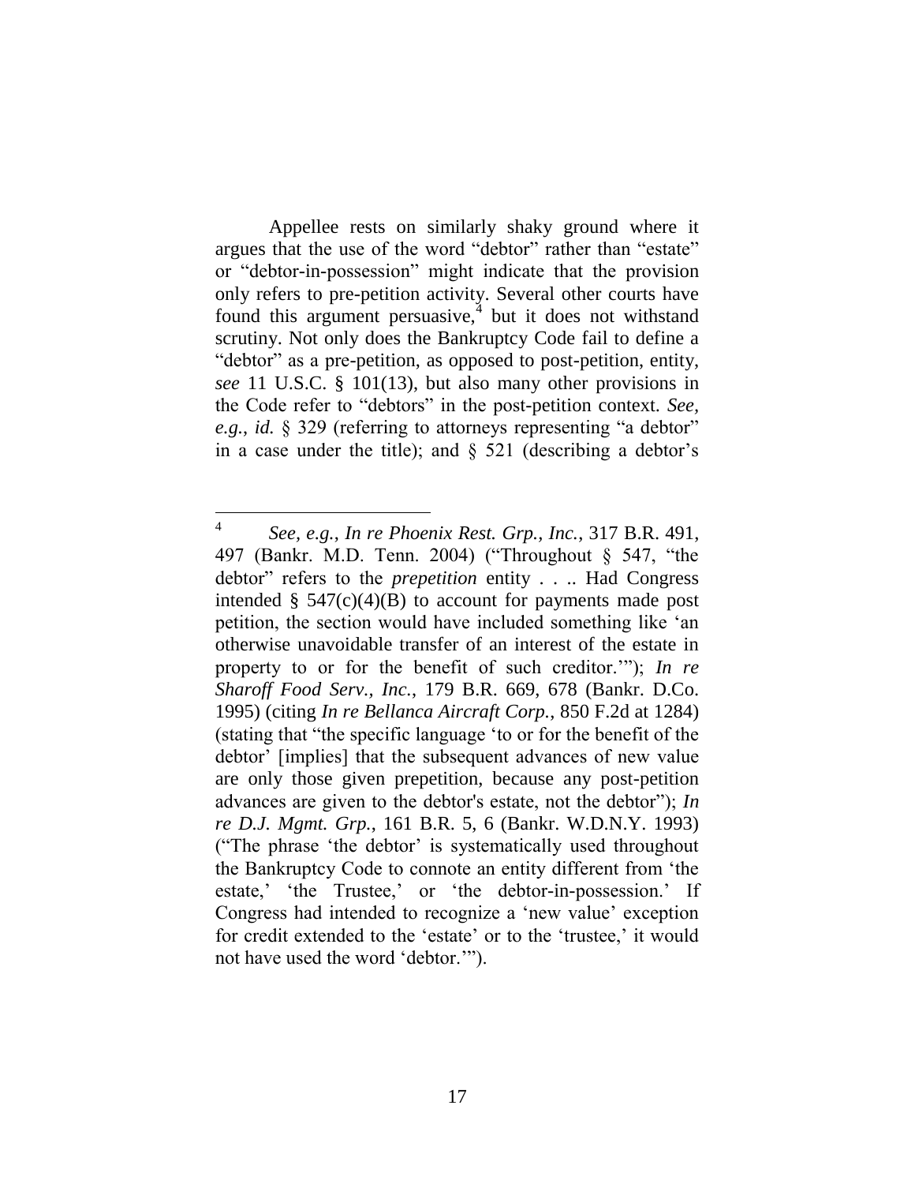Appellee rests on similarly shaky ground where it argues that the use of the word "debtor" rather than "estate" or "debtor-in-possession" might indicate that the provision only refers to pre-petition activity. Several other courts have found this argument persuasive,[4] but it does not withstand scrutiny. Not only does the Bankruptcy Code fail to define a "debtor" as a pre-petition, as opposed to post-petition, entity, *see* 11 U.S.C. § 101(13), but also many other provisions in the Code refer to "debtors" in the post-petition context. *See, e.g.*, *id.* § 329 (referring to attorneys representing "a debtor" in a case under the title); and § 521 (describing a debtor's

---

[4] *See, e.g.*, *In re Phoenix Rest. Grp., Inc.*, 317 B.R. 491, 497 (Bankr. M.D. Tenn. 2004) ("Throughout § 547, "the debtor" refers to the *prepetition* entity . . .. Had Congress intended § 547(c)(4)(B) to account for payments made post petition, the section would have included something like 'an otherwise unavoidable transfer of an interest of the estate in property to or for the benefit of such creditor.'"); *In re Sharoff Food Serv., Inc.*, 179 B.R. 669, 678 (Bankr. D.Co. 1995) (citing *In re Bellanca Aircraft Corp.*, 850 F.2d at 1284) (stating that "the specific language 'to or for the benefit of the debtor' [implies] that the subsequent advances of new value are only those given prepetition, because any post-petition advances are given to the debtor's estate, not the debtor"); *In re D.J. Mgmt. Grp.*, 161 B.R. 5, 6 (Bankr. W.D.N.Y. 1993) ("The phrase 'the debtor' is systematically used throughout the Bankruptcy Code to connote an entity different from 'the estate,' 'the Trustee,' or 'the debtor-in-possession.' If Congress had intended to recognize a 'new value' exception for credit extended to the 'estate' or to the 'trustee,' it would not have used the word 'debtor.'").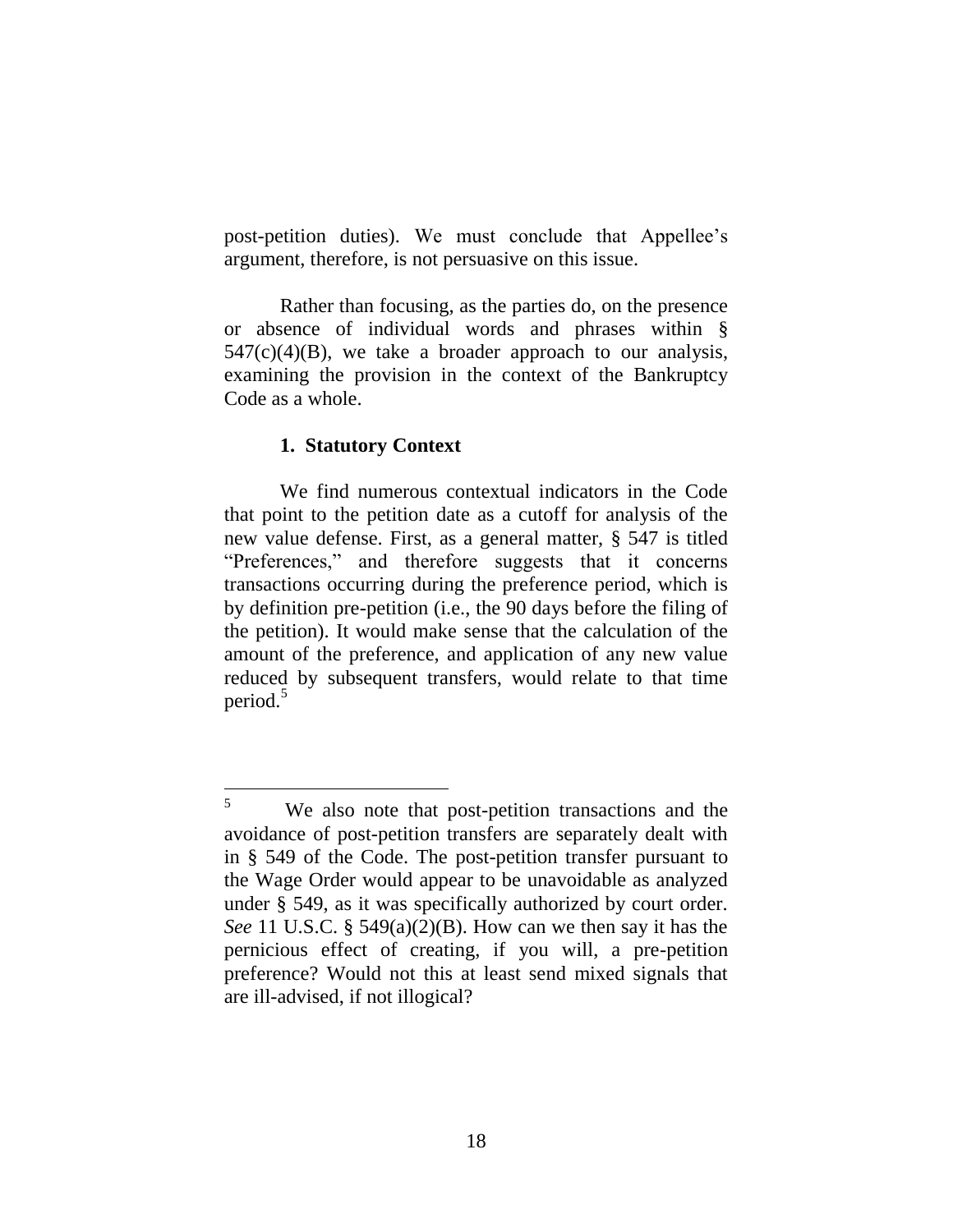post-petition duties). We must conclude that Appellee's argument, therefore, is not persuasive on this issue.

Rather than focusing, as the parties do, on the presence or absence of individual words and phrases within § 547(c)(4)(B), we take a broader approach to our analysis, examining the provision in the context of the Bankruptcy Code as a whole.

### 1. Statutory Context

We find numerous contextual indicators in the Code that point to the petition date as a cutoff for analysis of the new value defense. First, as a general matter, § 547 is titled "Preferences," and therefore suggests that it concerns transactions occurring during the preference period, which is by definition pre-petition (i.e., the 90 days before the filing of the petition). It would make sense that the calculation of the amount of the preference, and application of any new value reduced by subsequent transfers, would relate to that time period.[5]

---

[5] We also note that post-petition transactions and the avoidance of post-petition transfers are separately dealt with in § 549 of the Code. The post-petition transfer pursuant to the Wage Order would appear to be unavoidable as analyzed under § 549, as it was specifically authorized by court order. *See* 11 U.S.C. § 549(a)(2)(B). How can we then say it has the pernicious effect of creating, if you will, a pre-petition preference? Would not this at least send mixed signals that are ill-advised, if not illogical?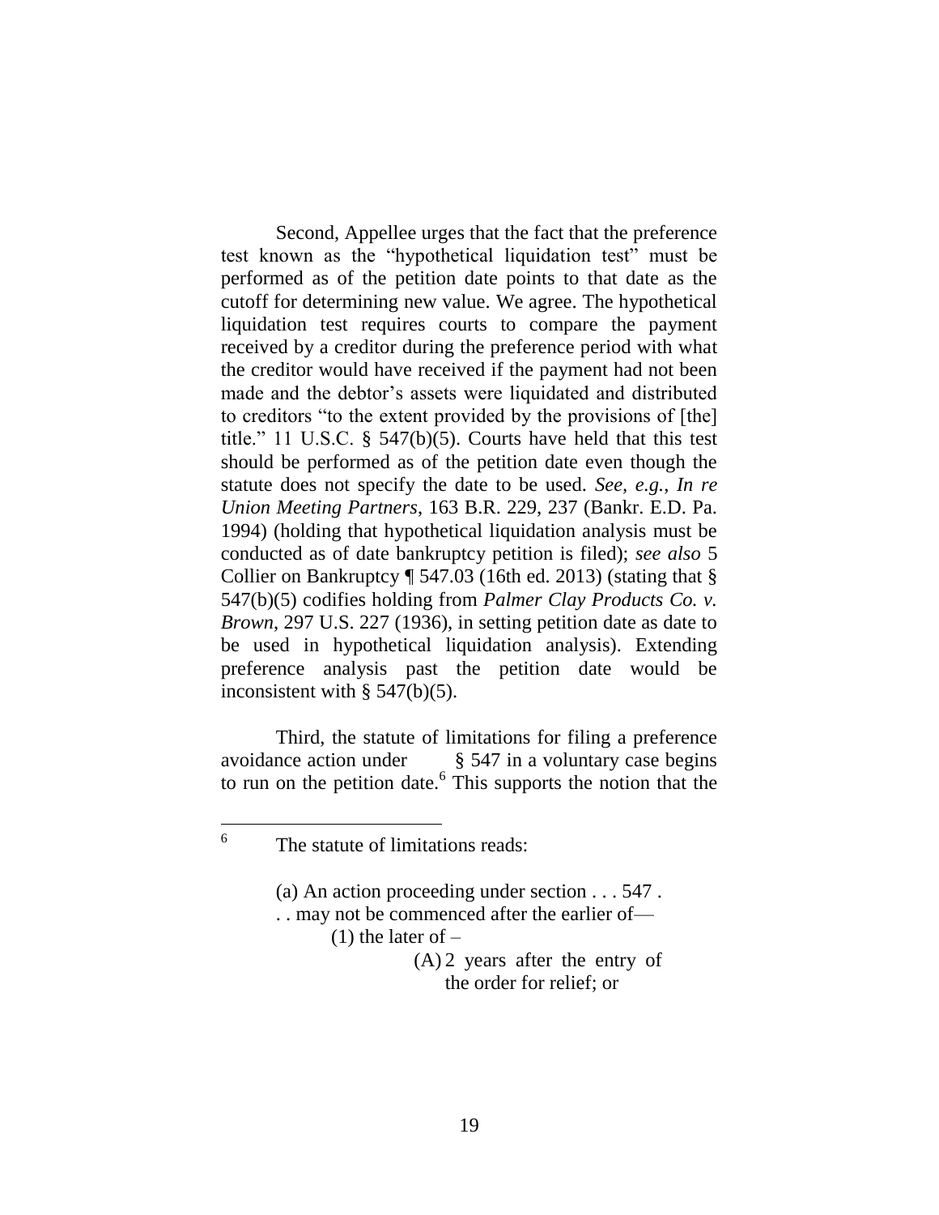Second, Appellee urges that the fact that the preference test known as the "hypothetical liquidation test" must be performed as of the petition date points to that date as the cutoff for determining new value. We agree. The hypothetical liquidation test requires courts to compare the payment received by a creditor during the preference period with what the creditor would have received if the payment had not been made and the debtor's assets were liquidated and distributed to creditors "to the extent provided by the provisions of [the] title." 11 U.S.C. § 547(b)(5). Courts have held that this test should be performed as of the petition date even though the statute does not specify the date to be used. *See, e.g.*, *In re Union Meeting Partners*, 163 B.R. 229, 237 (Bankr. E.D. Pa. 1994) (holding that hypothetical liquidation analysis must be conducted as of date bankruptcy petition is filed); *see also* 5 Collier on Bankruptcy ¶ 547.03 (16th ed. 2013) (stating that § 547(b)(5) codifies holding from *Palmer Clay Products Co. v. Brown*, 297 U.S. 227 (1936), in setting petition date as date to be used in hypothetical liquidation analysis). Extending preference analysis past the petition date would be inconsistent with § 547(b)(5).

Third, the statute of limitations for filing a preference avoidance action under § 547 in a voluntary case begins to run on the petition date.[6] This supports the notion that the

---

[6] The statute of limitations reads:

> (a) An action proceeding under section . . . 547 . . . may not be commenced after the earlier of—
>
> (1) the later of –
>
> (A) 2 years after the entry of the order for relief; or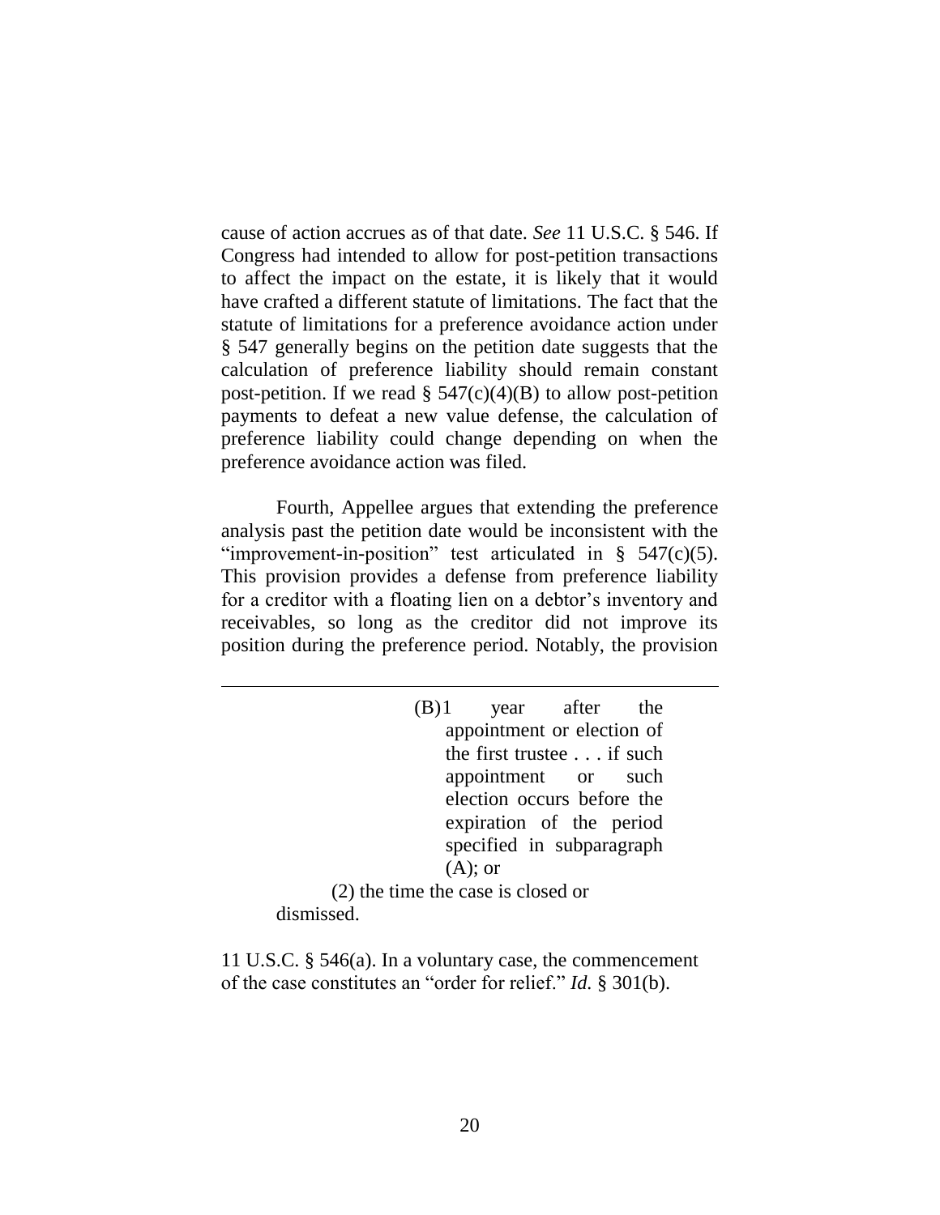cause of action accrues as of that date. *See* 11 U.S.C. § 546. If Congress had intended to allow for post-petition transactions to affect the impact on the estate, it is likely that it would have crafted a different statute of limitations. The fact that the statute of limitations for a preference avoidance action under § 547 generally begins on the petition date suggests that the calculation of preference liability should remain constant post-petition. If we read § 547(c)(4)(B) to allow post-petition payments to defeat a new value defense, the calculation of preference liability could change depending on when the preference avoidance action was filed.

Fourth, Appellee argues that extending the preference analysis past the petition date would be inconsistent with the "improvement-in-position" test articulated in § 547(c)(5). This provision provides a defense from preference liability for a creditor with a floating lien on a debtor's inventory and receivables, so long as the creditor did not improve its position during the preference period. Notably, the provision

---

> (B) 1 year after the appointment or election of the first trustee . . . if such appointment or such election occurs before the expiration of the period specified in subparagraph (A); or
>
> (2) the time the case is closed or dismissed.

11 U.S.C. § 546(a). In a voluntary case, the commencement of the case constitutes an "order for relief." *Id.* § 301(b).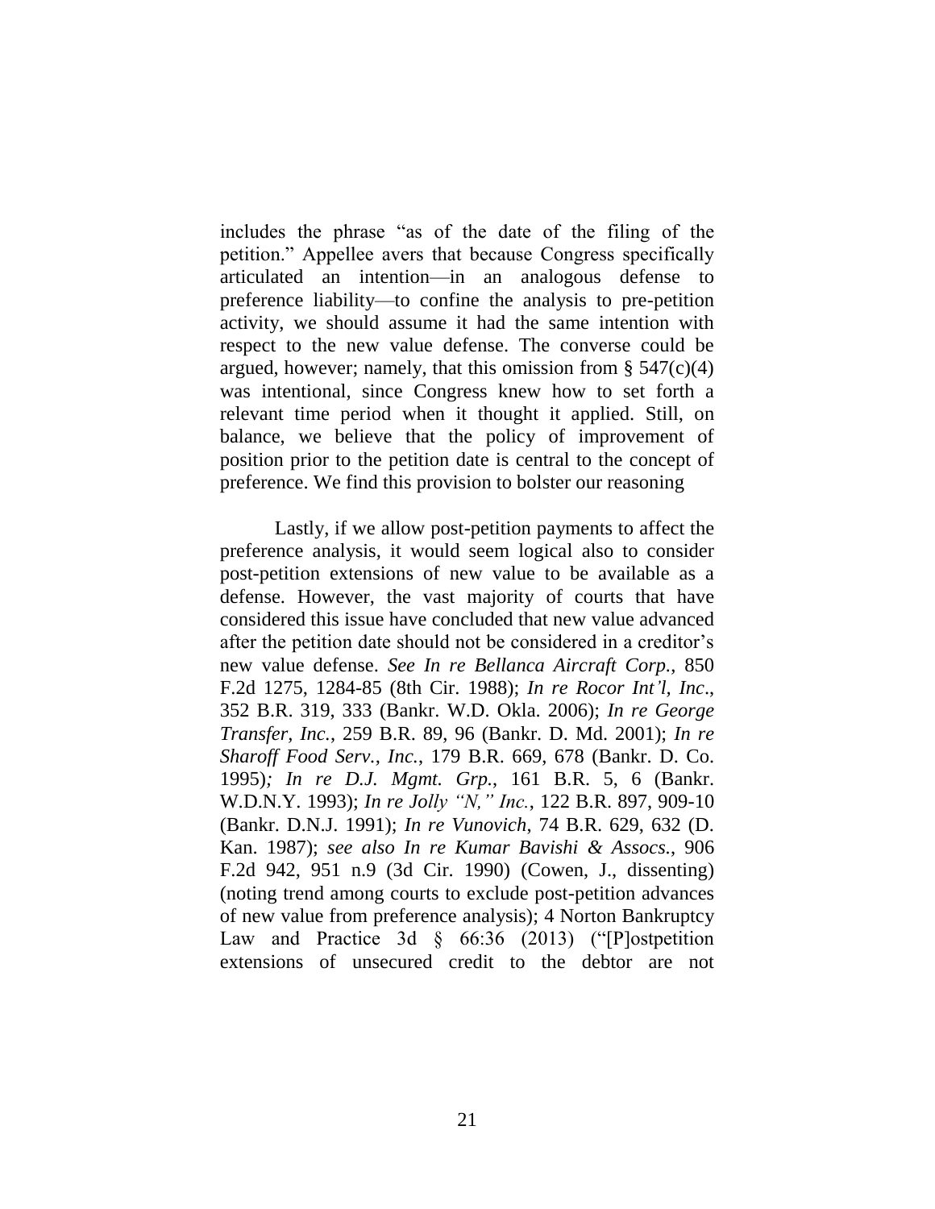includes the phrase "as of the date of the filing of the petition." Appellee avers that because Congress specifically articulated an intention—in an analogous defense to preference liability—to confine the analysis to pre-petition activity, we should assume it had the same intention with respect to the new value defense. The converse could be argued, however; namely, that this omission from § 547(c)(4) was intentional, since Congress knew how to set forth a relevant time period when it thought it applied. Still, on balance, we believe that the policy of improvement of position prior to the petition date is central to the concept of preference. We find this provision to bolster our reasoning

Lastly, if we allow post-petition payments to affect the preference analysis, it would seem logical also to consider post-petition extensions of new value to be available as a defense. However, the vast majority of courts that have considered this issue have concluded that new value advanced after the petition date should not be considered in a creditor's new value defense. *See In re Bellanca Aircraft Corp.*, 850 F.2d 1275, 1284-85 (8th Cir. 1988); *In re Rocor Int'l, Inc*., 352 B.R. 319, 333 (Bankr. W.D. Okla. 2006); *In re George Transfer, Inc.*, 259 B.R. 89, 96 (Bankr. D. Md. 2001); *In re Sharoff Food Serv., Inc.*, 179 B.R. 669, 678 (Bankr. D. Co. 1995); *In re D.J. Mgmt. Grp.*, 161 B.R. 5, 6 (Bankr. W.D.N.Y. 1993); *In re Jolly "N," Inc.*, 122 B.R. 897, 909-10 (Bankr. D.N.J. 1991); *In re Vunovich*, 74 B.R. 629, 632 (D. Kan. 1987); *see also In re Kumar Bavishi & Assocs.*, 906 F.2d 942, 951 n.9 (3d Cir. 1990) (Cowen, J., dissenting) (noting trend among courts to exclude post-petition advances of new value from preference analysis); 4 Norton Bankruptcy Law and Practice 3d § 66:36 (2013) ("[P]ostpetition extensions of unsecured credit to the debtor are not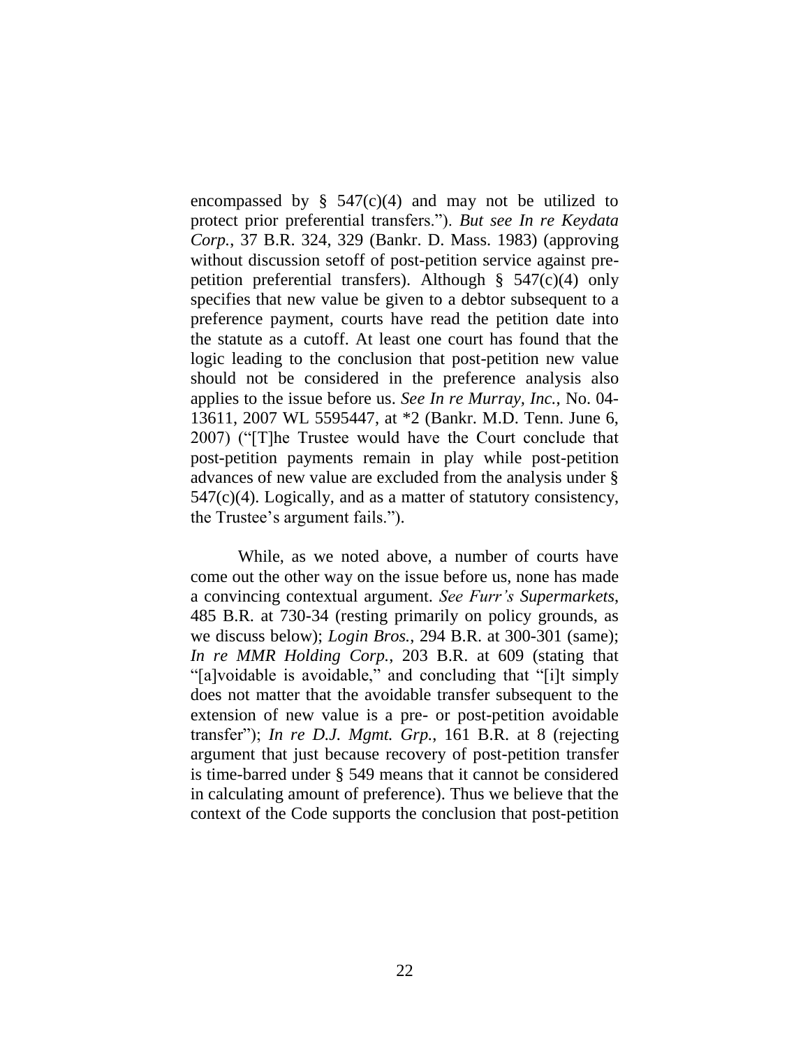encompassed by § 547(c)(4) and may not be utilized to protect prior preferential transfers."). *But see In re Keydata Corp.*, 37 B.R. 324, 329 (Bankr. D. Mass. 1983) (approving without discussion setoff of post-petition service against pre-petition preferential transfers). Although § 547(c)(4) only specifies that new value be given to a debtor subsequent to a preference payment, courts have read the petition date into the statute as a cutoff. At least one court has found that the logic leading to the conclusion that post-petition new value should not be considered in the preference analysis also applies to the issue before us. *See In re Murray, Inc.*, No. 04-13611, 2007 WL 5595447, at *2 (Bankr. M.D. Tenn. June 6, 2007) ("[T]he Trustee would have the Court conclude that post-petition payments remain in play while post-petition advances of new value are excluded from the analysis under § 547(c)(4). Logically, and as a matter of statutory consistency, the Trustee's argument fails.").

While, as we noted above, a number of courts have come out the other way on the issue before us, none has made a convincing contextual argument. *See Furr's Supermarkets*, 485 B.R. at 730-34 (resting primarily on policy grounds, as we discuss below); *Login Bros.*, 294 B.R. at 300-301 (same); *In re MMR Holding Corp.*, 203 B.R. at 609 (stating that "[a]voidable is avoidable," and concluding that "[i]t simply does not matter that the avoidable transfer subsequent to the extension of new value is a pre- or post-petition avoidable transfer"); *In re D.J. Mgmt. Grp.*, 161 B.R. at 8 (rejecting argument that just because recovery of post-petition transfer is time-barred under § 549 means that it cannot be considered in calculating amount of preference). Thus we believe that the context of the Code supports the conclusion that post-petition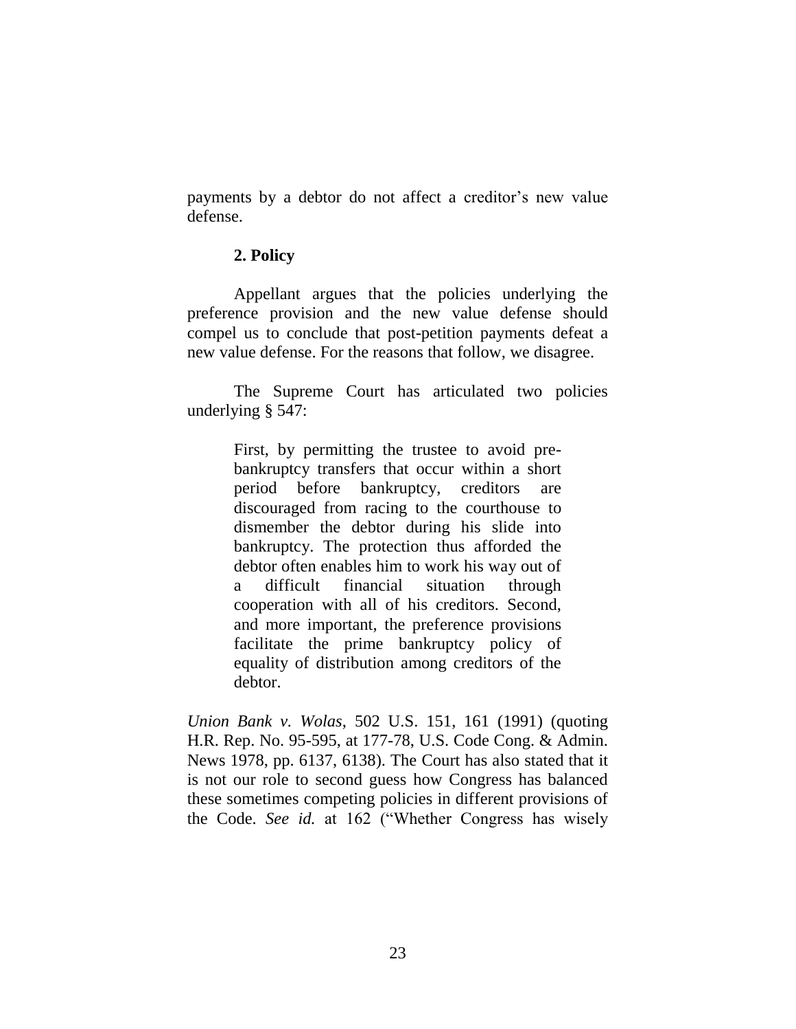payments by a debtor do not affect a creditor's new value defense.

**2. Policy**

Appellant argues that the policies underlying the preference provision and the new value defense should compel us to conclude that post-petition payments defeat a new value defense. For the reasons that follow, we disagree.

The Supreme Court has articulated two policies underlying § 547:

> First, by permitting the trustee to avoid pre-bankruptcy transfers that occur within a short period before bankruptcy, creditors are discouraged from racing to the courthouse to dismember the debtor during his slide into bankruptcy. The protection thus afforded the debtor often enables him to work his way out of a difficult financial situation through cooperation with all of his creditors. Second, and more important, the preference provisions facilitate the prime bankruptcy policy of equality of distribution among creditors of the debtor.

*Union Bank v. Wolas*, 502 U.S. 151, 161 (1991) (quoting H.R. Rep. No. 95-595, at 177-78, U.S. Code Cong. & Admin. News 1978, pp. 6137, 6138). The Court has also stated that it is not our role to second guess how Congress has balanced these sometimes competing policies in different provisions of the Code. *See id.* at 162 ("Whether Congress has wisely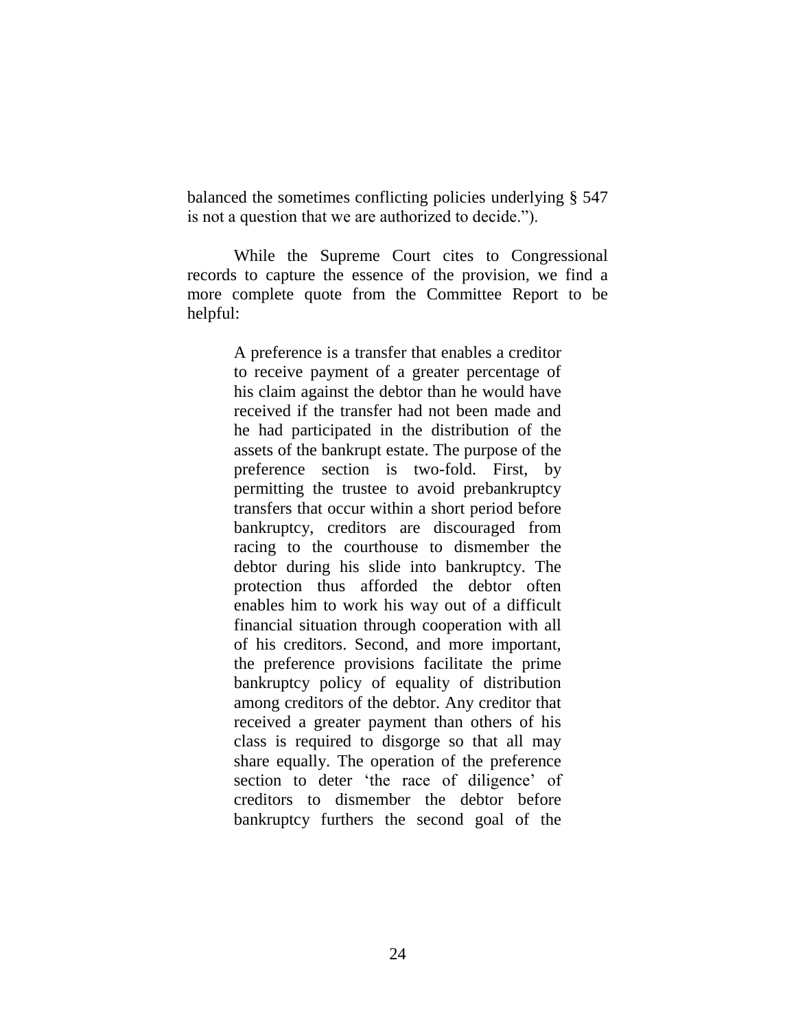balanced the sometimes conflicting policies underlying § 547 is not a question that we are authorized to decide.").

While the Supreme Court cites to Congressional records to capture the essence of the provision, we find a more complete quote from the Committee Report to be helpful:

> A preference is a transfer that enables a creditor to receive payment of a greater percentage of his claim against the debtor than he would have received if the transfer had not been made and he had participated in the distribution of the assets of the bankrupt estate. The purpose of the preference section is two-fold. First, by permitting the trustee to avoid prebankruptcy transfers that occur within a short period before bankruptcy, creditors are discouraged from racing to the courthouse to dismember the debtor during his slide into bankruptcy. The protection thus afforded the debtor often enables him to work his way out of a difficult financial situation through cooperation with all of his creditors. Second, and more important, the preference provisions facilitate the prime bankruptcy policy of equality of distribution among creditors of the debtor. Any creditor that received a greater payment than others of his class is required to disgorge so that all may share equally. The operation of the preference section to deter 'the race of diligence' of creditors to dismember the debtor before bankruptcy furthers the second goal of the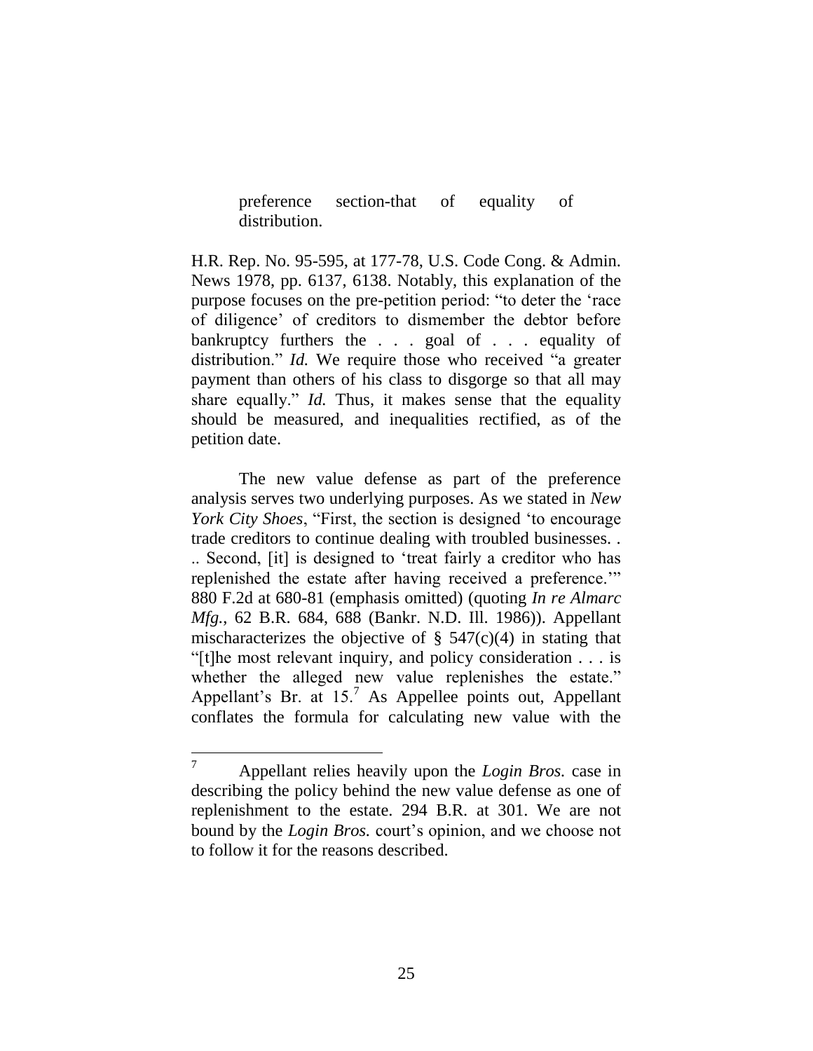> preference section-that of equality of distribution.

H.R. Rep. No. 95-595, at 177-78, U.S. Code Cong. & Admin. News 1978, pp. 6137, 6138. Notably, this explanation of the purpose focuses on the pre-petition period: "to deter the 'race of diligence' of creditors to dismember the debtor before bankruptcy furthers the . . . goal of . . . equality of distribution." *Id.* We require those who received "a greater payment than others of his class to disgorge so that all may share equally." *Id.* Thus, it makes sense that the equality should be measured, and inequalities rectified, as of the petition date.

The new value defense as part of the preference analysis serves two underlying purposes. As we stated in *New York City Shoes*, "First, the section is designed 'to encourage trade creditors to continue dealing with troubled businesses. . .. Second, [it] is designed to 'treat fairly a creditor who has replenished the estate after having received a preference.'" 880 F.2d at 680-81 (emphasis omitted) (quoting *In re Almarc Mfg.*, 62 B.R. 684, 688 (Bankr. N.D. Ill. 1986)). Appellant mischaracterizes the objective of § 547(c)(4) in stating that "[t]he most relevant inquiry, and policy consideration . . . is whether the alleged new value replenishes the estate." Appellant's Br. at 15.[7] As Appellee points out, Appellant conflates the formula for calculating new value with the

---

[7] Appellant relies heavily upon the *Login Bros.* case in describing the policy behind the new value defense as one of replenishment to the estate. 294 B.R. at 301. We are not bound by the *Login Bros.* court's opinion, and we choose not to follow it for the reasons described.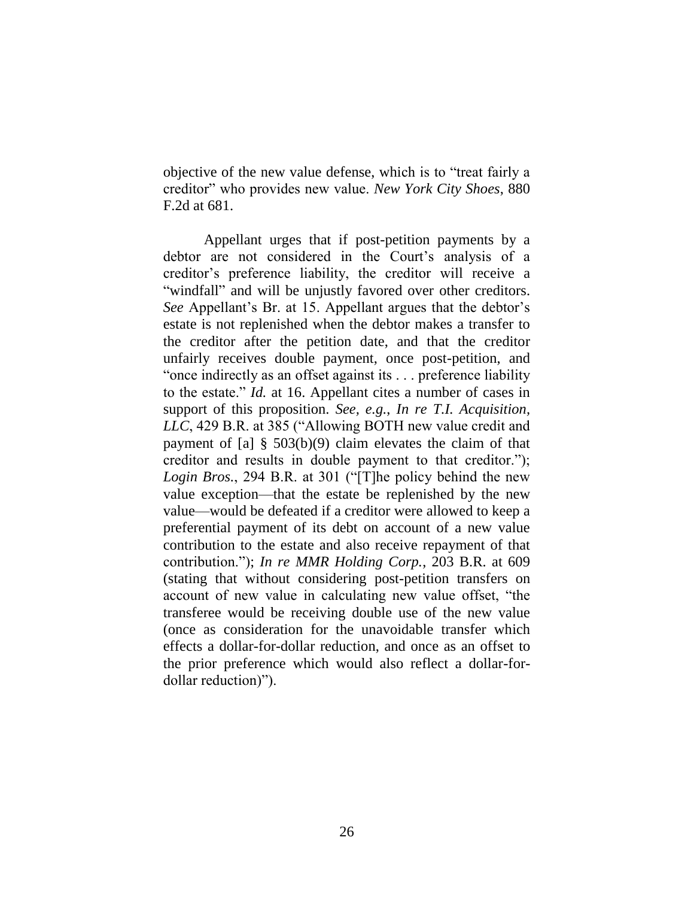objective of the new value defense, which is to "treat fairly a creditor" who provides new value. *New York City Shoes*, 880 F.2d at 681.

Appellant urges that if post-petition payments by a debtor are not considered in the Court's analysis of a creditor's preference liability, the creditor will receive a "windfall" and will be unjustly favored over other creditors. *See* Appellant's Br. at 15. Appellant argues that the debtor's estate is not replenished when the debtor makes a transfer to the creditor after the petition date, and that the creditor unfairly receives double payment, once post-petition, and "once indirectly as an offset against its . . . preference liability to the estate." *Id.* at 16. Appellant cites a number of cases in support of this proposition. *See, e.g.*, *In re T.I. Acquisition, LLC*, 429 B.R. at 385 ("Allowing BOTH new value credit and payment of [a] § 503(b)(9) claim elevates the claim of that creditor and results in double payment to that creditor."); *Login Bros.*, 294 B.R. at 301 ("[T]he policy behind the new value exception—that the estate be replenished by the new value—would be defeated if a creditor were allowed to keep a preferential payment of its debt on account of a new value contribution to the estate and also receive repayment of that contribution."); *In re MMR Holding Corp.*, 203 B.R. at 609 (stating that without considering post-petition transfers on account of new value in calculating new value offset, "the transferee would be receiving double use of the new value (once as consideration for the unavoidable transfer which effects a dollar-for-dollar reduction, and once as an offset to the prior preference which would also reflect a dollar-for-dollar reduction)").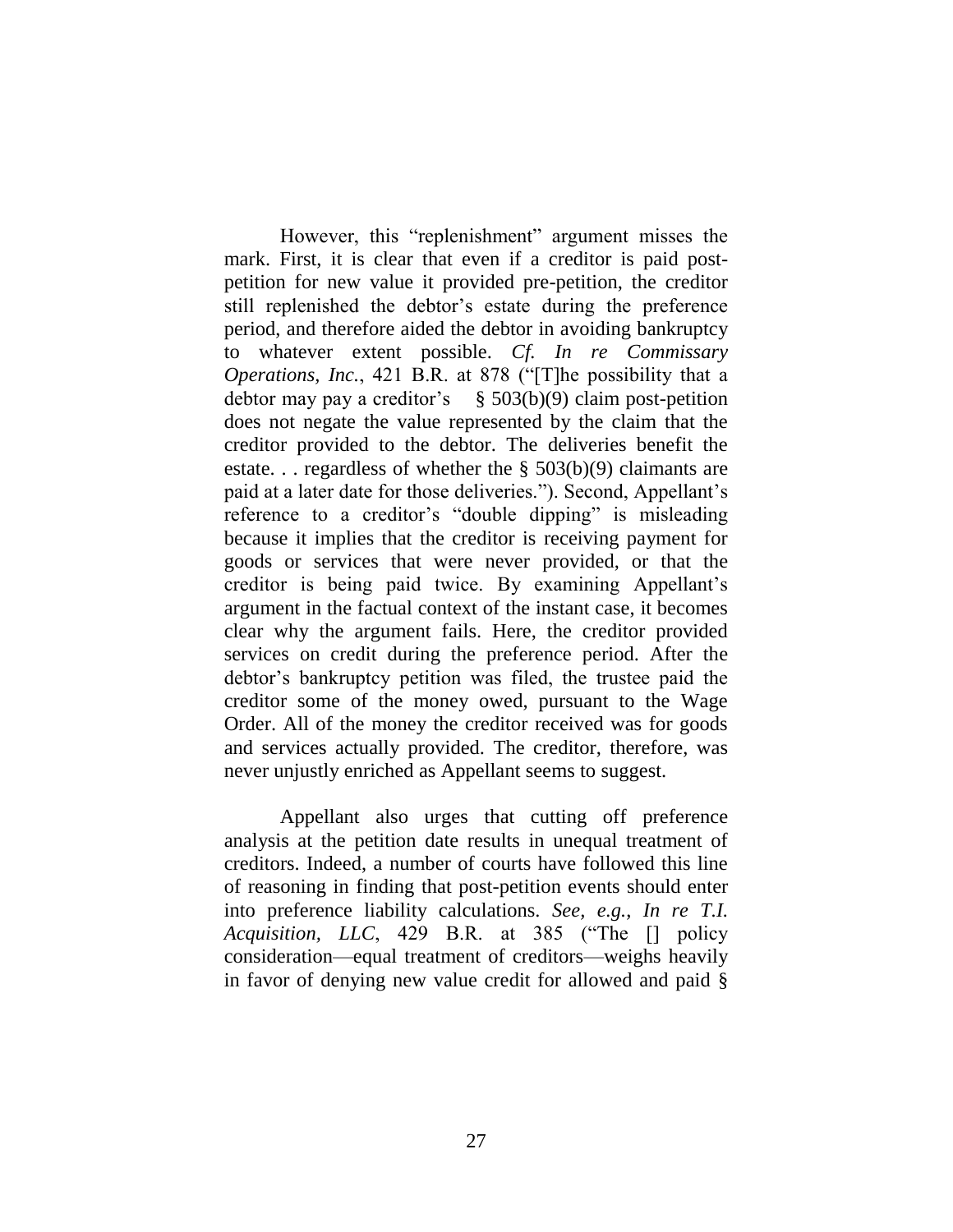However, this "replenishment" argument misses the mark. First, it is clear that even if a creditor is paid post-petition for new value it provided pre-petition, the creditor still replenished the debtor's estate during the preference period, and therefore aided the debtor in avoiding bankruptcy to whatever extent possible. *Cf. In re Commissary Operations, Inc.*, 421 B.R. at 878 ("[T]he possibility that a debtor may pay a creditor's § 503(b)(9) claim post-petition does not negate the value represented by the claim that the creditor provided to the debtor. The deliveries benefit the estate. . . regardless of whether the § 503(b)(9) claimants are paid at a later date for those deliveries."). Second, Appellant's reference to a creditor's "double dipping" is misleading because it implies that the creditor is receiving payment for goods or services that were never provided, or that the creditor is being paid twice. By examining Appellant's argument in the factual context of the instant case, it becomes clear why the argument fails. Here, the creditor provided services on credit during the preference period. After the debtor's bankruptcy petition was filed, the trustee paid the creditor some of the money owed, pursuant to the Wage Order. All of the money the creditor received was for goods and services actually provided. The creditor, therefore, was never unjustly enriched as Appellant seems to suggest.

Appellant also urges that cutting off preference analysis at the petition date results in unequal treatment of creditors. Indeed, a number of courts have followed this line of reasoning in finding that post-petition events should enter into preference liability calculations. *See, e.g.*, *In re T.I. Acquisition, LLC*, 429 B.R. at 385 ("The [] policy consideration—equal treatment of creditors—weighs heavily in favor of denying new value credit for allowed and paid §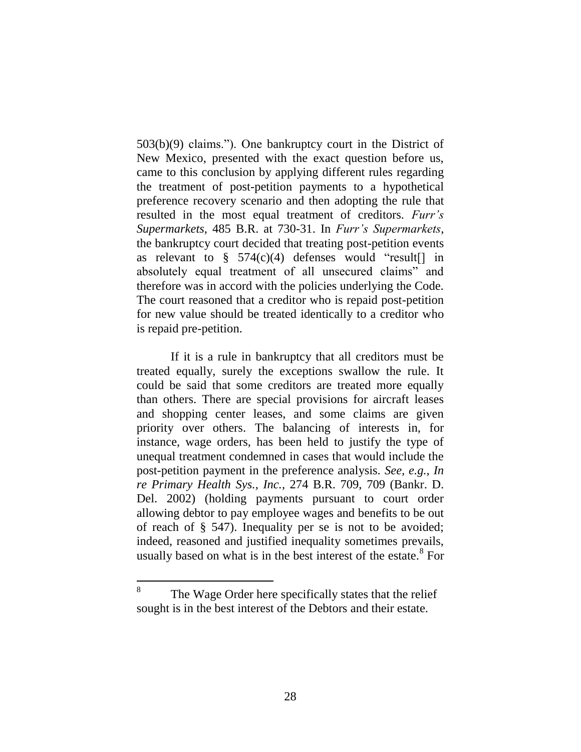503(b)(9) claims."). One bankruptcy court in the District of New Mexico, presented with the exact question before us, came to this conclusion by applying different rules regarding the treatment of post-petition payments to a hypothetical preference recovery scenario and then adopting the rule that resulted in the most equal treatment of creditors. *Furr's Supermarkets*, 485 B.R. at 730-31. In *Furr's Supermarkets*, the bankruptcy court decided that treating post-petition events as relevant to § 574(c)(4) defenses would "result[] in absolutely equal treatment of all unsecured claims" and therefore was in accord with the policies underlying the Code. The court reasoned that a creditor who is repaid post-petition for new value should be treated identically to a creditor who is repaid pre-petition.

If it is a rule in bankruptcy that all creditors must be treated equally, surely the exceptions swallow the rule. It could be said that some creditors are treated more equally than others. There are special provisions for aircraft leases and shopping center leases, and some claims are given priority over others. The balancing of interests in, for instance, wage orders, has been held to justify the type of unequal treatment condemned in cases that would include the post-petition payment in the preference analysis. *See, e.g., In re Primary Health Sys., Inc.*, 274 B.R. 709, 709 (Bankr. D. Del. 2002) (holding payments pursuant to court order allowing debtor to pay employee wages and benefits to be out of reach of § 547). Inequality per se is not to be avoided; indeed, reasoned and justified inequality sometimes prevails, usually based on what is in the best interest of the estate.[8] For

---

[8] The Wage Order here specifically states that the relief sought is in the best interest of the Debtors and their estate.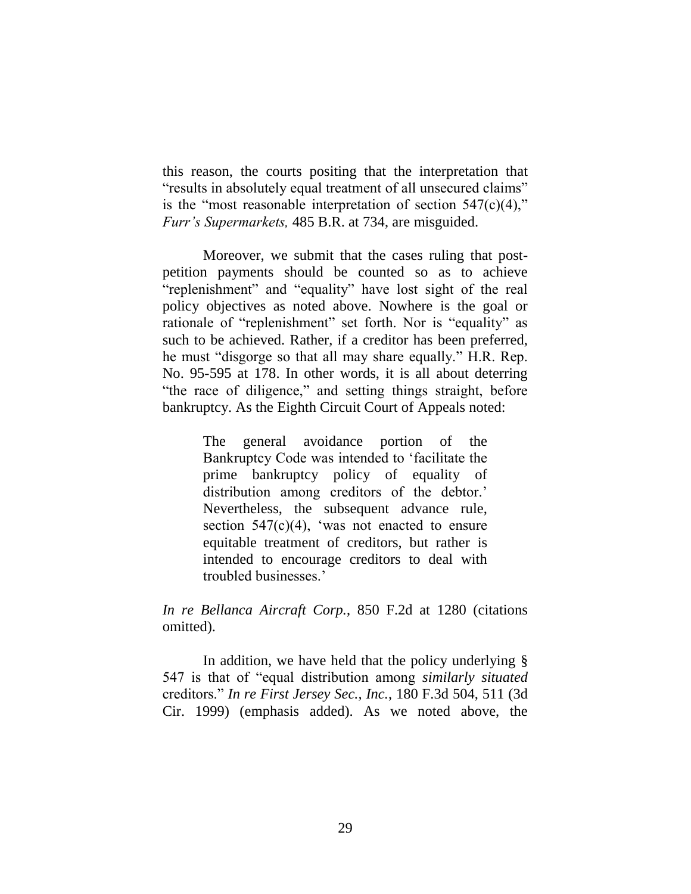this reason, the courts positing that the interpretation that "results in absolutely equal treatment of all unsecured claims" is the "most reasonable interpretation of section 547(c)(4)," *Furr's Supermarkets,* 485 B.R. at 734, are misguided.

Moreover, we submit that the cases ruling that post-petition payments should be counted so as to achieve "replenishment" and "equality" have lost sight of the real policy objectives as noted above. Nowhere is the goal or rationale of "replenishment" set forth. Nor is "equality" as such to be achieved. Rather, if a creditor has been preferred, he must "disgorge so that all may share equally." H.R. Rep. No. 95-595 at 178. In other words, it is all about deterring "the race of diligence," and setting things straight, before bankruptcy. As the Eighth Circuit Court of Appeals noted:

> The general avoidance portion of the Bankruptcy Code was intended to 'facilitate the prime bankruptcy policy of equality of distribution among creditors of the debtor.' Nevertheless, the subsequent advance rule, section 547(c)(4), 'was not enacted to ensure equitable treatment of creditors, but rather is intended to encourage creditors to deal with troubled businesses.'

*In re Bellanca Aircraft Corp.*, 850 F.2d at 1280 (citations omitted).

In addition, we have held that the policy underlying § 547 is that of "equal distribution among *similarly situated* creditors." *In re First Jersey Sec., Inc.*, 180 F.3d 504, 511 (3d Cir. 1999) (emphasis added). As we noted above, the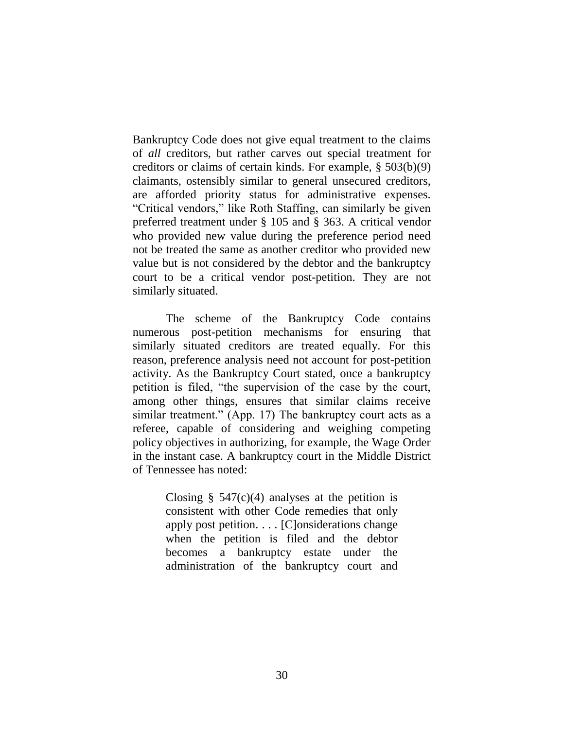Bankruptcy Code does not give equal treatment to the claims of *all* creditors, but rather carves out special treatment for creditors or claims of certain kinds. For example, § 503(b)(9) claimants, ostensibly similar to general unsecured creditors, are afforded priority status for administrative expenses. "Critical vendors," like Roth Staffing, can similarly be given preferred treatment under § 105 and § 363. A critical vendor who provided new value during the preference period need not be treated the same as another creditor who provided new value but is not considered by the debtor and the bankruptcy court to be a critical vendor post-petition. They are not similarly situated.

The scheme of the Bankruptcy Code contains numerous post-petition mechanisms for ensuring that similarly situated creditors are treated equally. For this reason, preference analysis need not account for post-petition activity. As the Bankruptcy Court stated, once a bankruptcy petition is filed, "the supervision of the case by the court, among other things, ensures that similar claims receive similar treatment." (App. 17) The bankruptcy court acts as a referee, capable of considering and weighing competing policy objectives in authorizing, for example, the Wage Order in the instant case. A bankruptcy court in the Middle District of Tennessee has noted:

> Closing § 547(c)(4) analyses at the petition is consistent with other Code remedies that only apply post petition. . . . [C]onsiderations change when the petition is filed and the debtor becomes a bankruptcy estate under the administration of the bankruptcy court and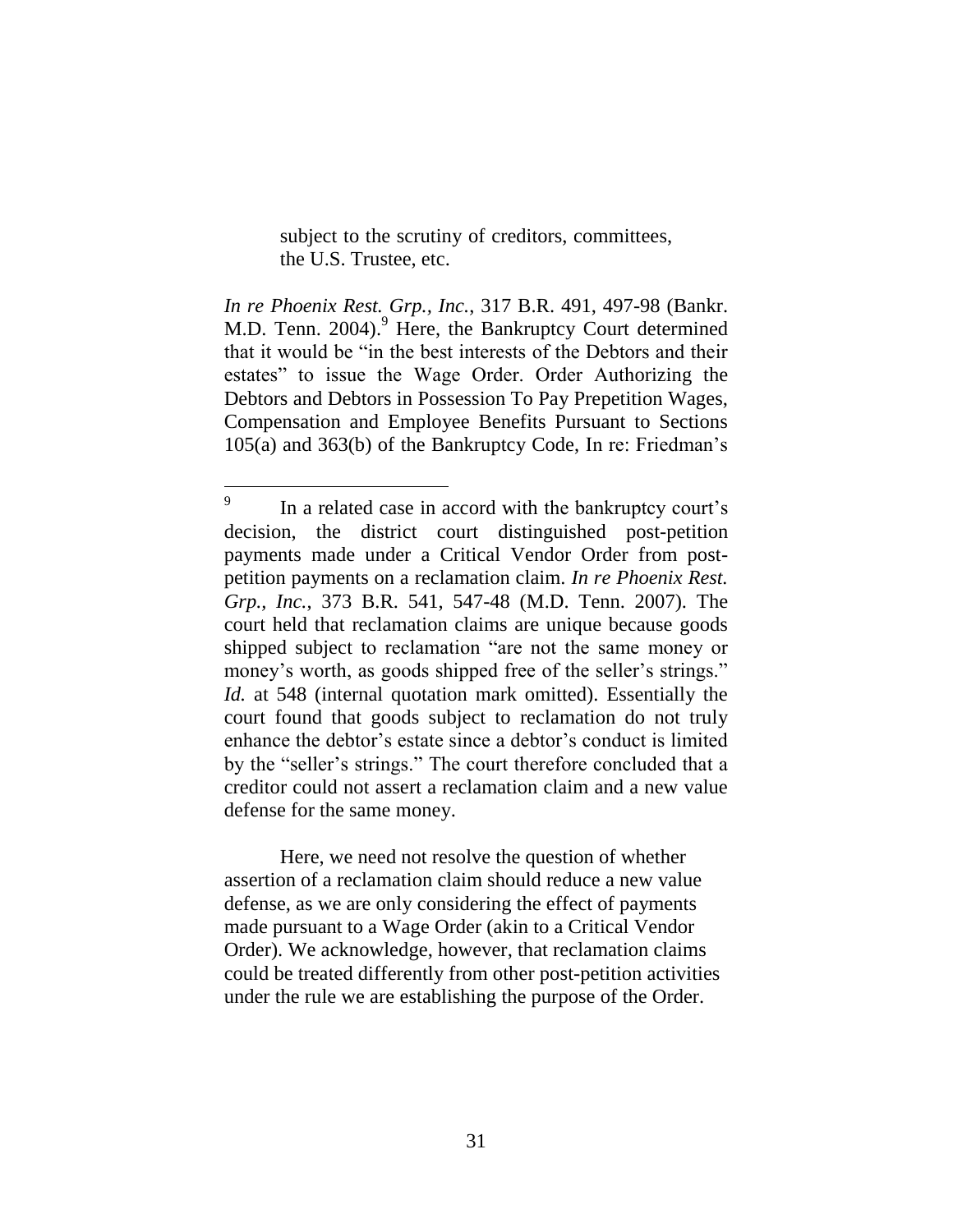> subject to the scrutiny of creditors, committees, the U.S. Trustee, etc.

*In re Phoenix Rest. Grp., Inc.*, 317 B.R. 491, 497-98 (Bankr. M.D. Tenn. 2004).[9] Here, the Bankruptcy Court determined that it would be "in the best interests of the Debtors and their estates" to issue the Wage Order. Order Authorizing the Debtors and Debtors in Possession To Pay Prepetition Wages, Compensation and Employee Benefits Pursuant to Sections 105(a) and 363(b) of the Bankruptcy Code, In re: Friedman's

---

[9] In a related case in accord with the bankruptcy court's decision, the district court distinguished post-petition payments made under a Critical Vendor Order from post-petition payments on a reclamation claim. *In re Phoenix Rest. Grp., Inc.*, 373 B.R. 541, 547-48 (M.D. Tenn. 2007). The court held that reclamation claims are unique because goods shipped subject to reclamation "are not the same money or money's worth, as goods shipped free of the seller's strings." *Id.* at 548 (internal quotation mark omitted). Essentially the court found that goods subject to reclamation do not truly enhance the debtor's estate since a debtor's conduct is limited by the "seller's strings." The court therefore concluded that a creditor could not assert a reclamation claim and a new value defense for the same money.

Here, we need not resolve the question of whether assertion of a reclamation claim should reduce a new value defense, as we are only considering the effect of payments made pursuant to a Wage Order (akin to a Critical Vendor Order). We acknowledge, however, that reclamation claims could be treated differently from other post-petition activities under the rule we are establishing the purpose of the Order.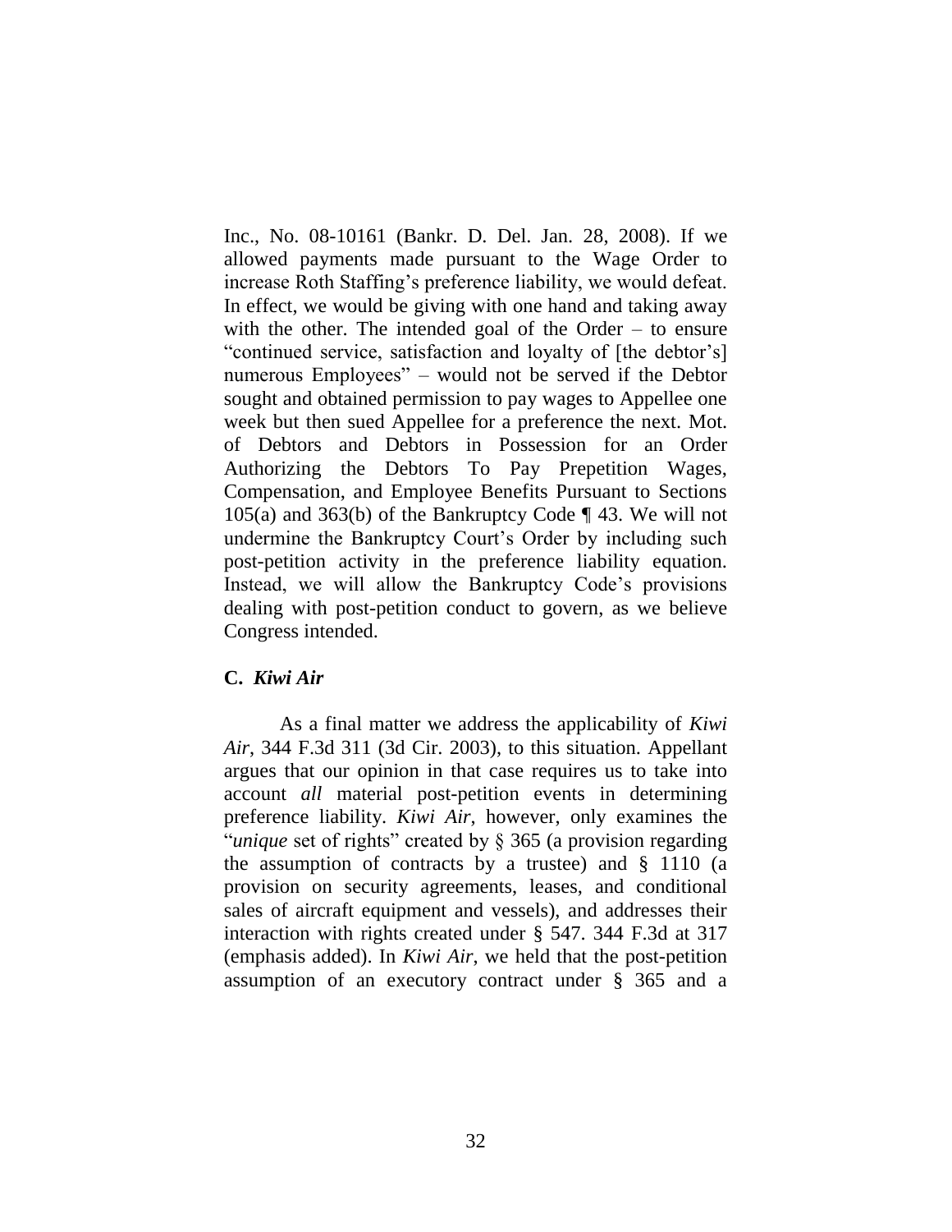Inc., No. 08-10161 (Bankr. D. Del. Jan. 28, 2008). If we allowed payments made pursuant to the Wage Order to increase Roth Staffing's preference liability, we would defeat. In effect, we would be giving with one hand and taking away with the other. The intended goal of the Order – to ensure "continued service, satisfaction and loyalty of [the debtor's] numerous Employees" – would not be served if the Debtor sought and obtained permission to pay wages to Appellee one week but then sued Appellee for a preference the next. Mot. of Debtors and Debtors in Possession for an Order Authorizing the Debtors To Pay Prepetition Wages, Compensation, and Employee Benefits Pursuant to Sections 105(a) and 363(b) of the Bankruptcy Code ¶ 43. We will not undermine the Bankruptcy Court's Order by including such post-petition activity in the preference liability equation. Instead, we will allow the Bankruptcy Code's provisions dealing with post-petition conduct to govern, as we believe Congress intended.

### C. *Kiwi Air*

As a final matter we address the applicability of *Kiwi Air*, 344 F.3d 311 (3d Cir. 2003), to this situation. Appellant argues that our opinion in that case requires us to take into account *all* material post-petition events in determining preference liability. *Kiwi Air*, however, only examines the "*unique* set of rights" created by § 365 (a provision regarding the assumption of contracts by a trustee) and § 1110 (a provision on security agreements, leases, and conditional sales of aircraft equipment and vessels), and addresses their interaction with rights created under § 547. 344 F.3d at 317 (emphasis added). In *Kiwi Air*, we held that the post-petition assumption of an executory contract under § 365 and a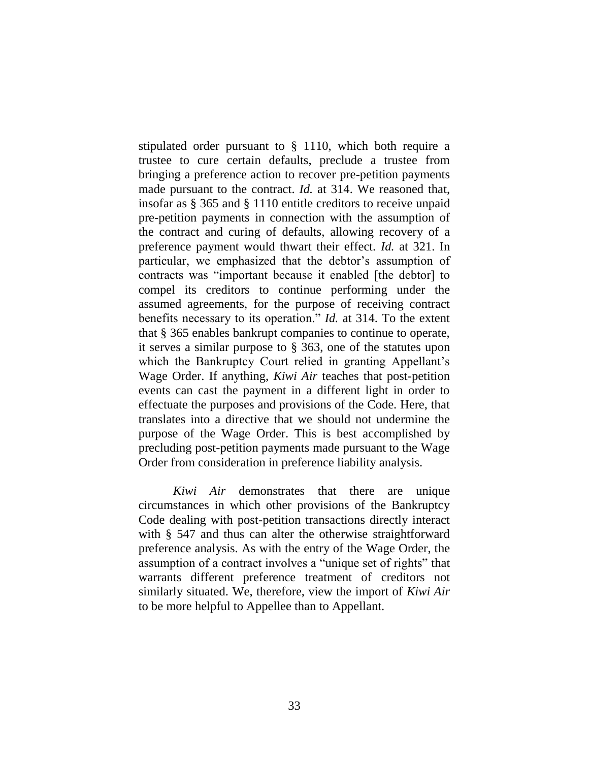stipulated order pursuant to § 1110, which both require a trustee to cure certain defaults, preclude a trustee from bringing a preference action to recover pre-petition payments made pursuant to the contract. *Id.* at 314. We reasoned that, insofar as § 365 and § 1110 entitle creditors to receive unpaid pre-petition payments in connection with the assumption of the contract and curing of defaults, allowing recovery of a preference payment would thwart their effect. *Id.* at 321. In particular, we emphasized that the debtor's assumption of contracts was "important because it enabled [the debtor] to compel its creditors to continue performing under the assumed agreements, for the purpose of receiving contract benefits necessary to its operation." *Id.* at 314. To the extent that § 365 enables bankrupt companies to continue to operate, it serves a similar purpose to § 363, one of the statutes upon which the Bankruptcy Court relied in granting Appellant's Wage Order. If anything, *Kiwi Air* teaches that post-petition events can cast the payment in a different light in order to effectuate the purposes and provisions of the Code. Here, that translates into a directive that we should not undermine the purpose of the Wage Order. This is best accomplished by precluding post-petition payments made pursuant to the Wage Order from consideration in preference liability analysis.

*Kiwi Air* demonstrates that there are unique circumstances in which other provisions of the Bankruptcy Code dealing with post-petition transactions directly interact with § 547 and thus can alter the otherwise straightforward preference analysis. As with the entry of the Wage Order, the assumption of a contract involves a "unique set of rights" that warrants different preference treatment of creditors not similarly situated. We, therefore, view the import of *Kiwi Air* to be more helpful to Appellee than to Appellant.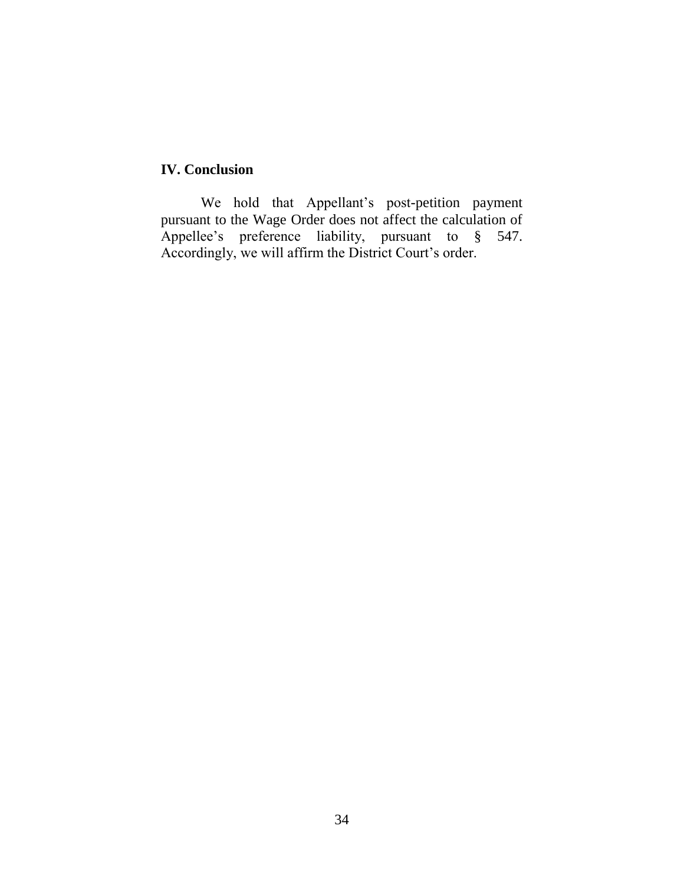## IV. Conclusion

We hold that Appellant's post-petition payment pursuant to the Wage Order does not affect the calculation of Appellee's preference liability, pursuant to § 547. Accordingly, we will affirm the District Court's order.